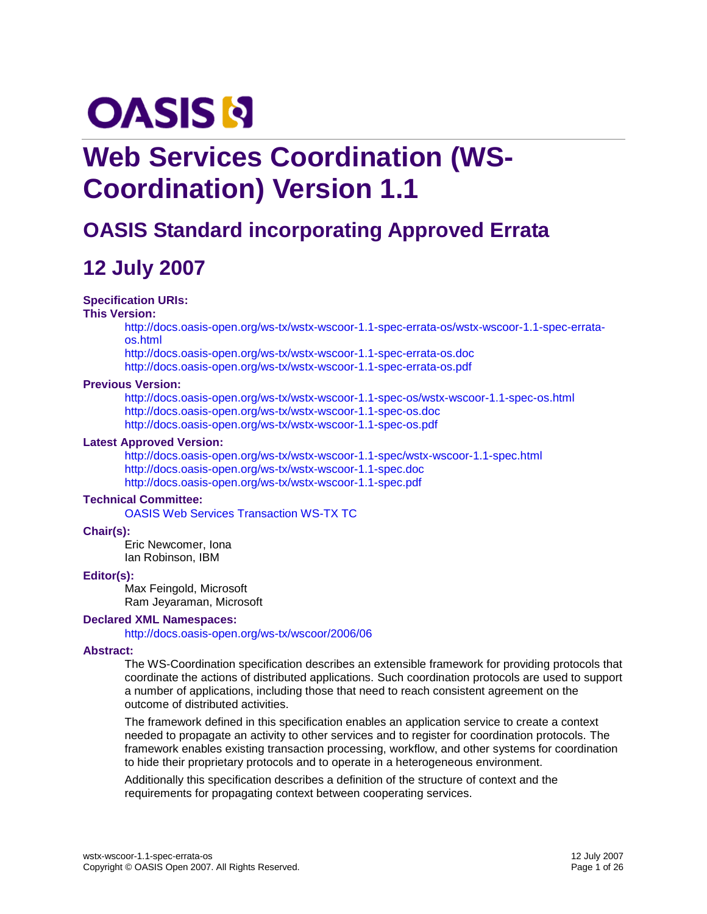OASIS

# Web Services Coordination (WS-Coordination) Version 1.1

## OASIS Standard incorporating Approved Errata

## 12 July 2007

**Specification URIs:**

**This Version:**

http://docs.oasis-open.org/ws-tx/wstx-wscoor-1.1-spec-errata-os/wstx-wscoor-1.1-spec-errata-os.html
http://docs.oasis-open.org/ws-tx/wstx-wscoor-1.1-spec-errata-os.doc
http://docs.oasis-open.org/ws-tx/wstx-wscoor-1.1-spec-errata-os.pdf

**Previous Version:**

http://docs.oasis-open.org/ws-tx/wstx-wscoor-1.1-spec-os/wstx-wscoor-1.1-spec-os.html
http://docs.oasis-open.org/ws-tx/wstx-wscoor-1.1-spec-os.doc
http://docs.oasis-open.org/ws-tx/wstx-wscoor-1.1-spec-os.pdf

**Latest Approved Version:**

http://docs.oasis-open.org/ws-tx/wstx-wscoor-1.1-spec/wstx-wscoor-1.1-spec.html
http://docs.oasis-open.org/ws-tx/wstx-wscoor-1.1-spec.doc
http://docs.oasis-open.org/ws-tx/wstx-wscoor-1.1-spec.pdf

**Technical Committee:**

OASIS Web Services Transaction WS-TX TC

**Chair(s):**

Eric Newcomer, Iona
Ian Robinson, IBM

**Editor(s):**

Max Feingold, Microsoft
Ram Jeyaraman, Microsoft

**Declared XML Namespaces:**

http://docs.oasis-open.org/ws-tx/wscoor/2006/06

**Abstract:**

The WS-Coordination specification describes an extensible framework for providing protocols that coordinate the actions of distributed applications. Such coordination protocols are used to support a number of applications, including those that need to reach consistent agreement on the outcome of distributed activities.

The framework defined in this specification enables an application service to create a context needed to propagate an activity to other services and to register for coordination protocols. The framework enables existing transaction processing, workflow, and other systems for coordination to hide their proprietary protocols and to operate in a heterogeneous environment.

Additionally this specification describes a definition of the structure of context and the requirements for propagating context between cooperating services.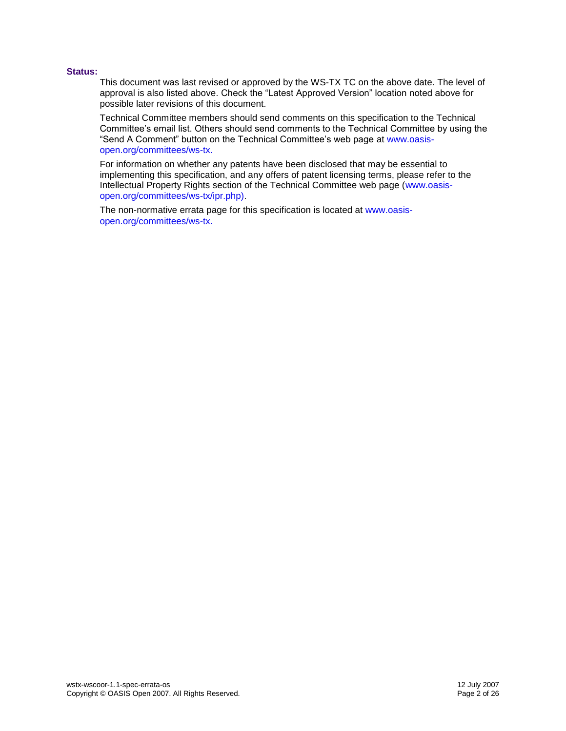**Status:**

This document was last revised or approved by the WS-TX TC on the above date. The level of approval is also listed above. Check the “Latest Approved Version” location noted above for possible later revisions of this document.

Technical Committee members should send comments on this specification to the Technical Committee’s email list. Others should send comments to the Technical Committee by using the “Send A Comment” button on the Technical Committee’s web page at www.oasis-open.org/committees/ws-tx.

For information on whether any patents have been disclosed that may be essential to implementing this specification, and any offers of patent licensing terms, please refer to the Intellectual Property Rights section of the Technical Committee web page (www.oasis-open.org/committees/ws-tx/ipr.php).

The non-normative errata page for this specification is located at www.oasis-open.org/committees/ws-tx.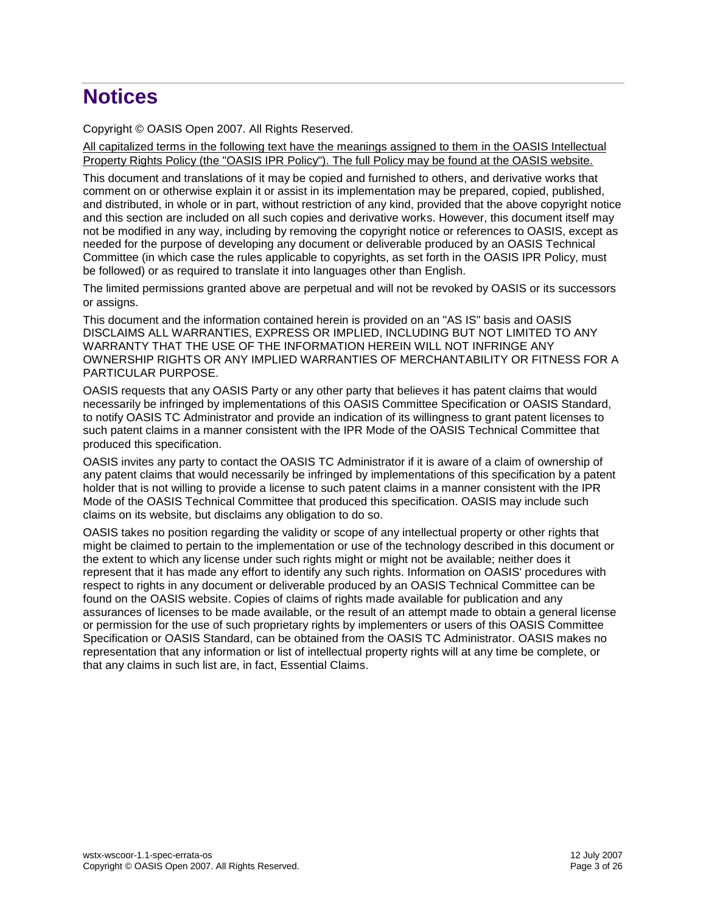# Notices

Copyright © OASIS Open 2007. All Rights Reserved.

All capitalized terms in the following text have the meanings assigned to them in the OASIS Intellectual Property Rights Policy (the "OASIS IPR Policy"). The full Policy may be found at the OASIS website.

This document and translations of it may be copied and furnished to others, and derivative works that comment on or otherwise explain it or assist in its implementation may be prepared, copied, published, and distributed, in whole or in part, without restriction of any kind, provided that the above copyright notice and this section are included on all such copies and derivative works. However, this document itself may not be modified in any way, including by removing the copyright notice or references to OASIS, except as needed for the purpose of developing any document or deliverable produced by an OASIS Technical Committee (in which case the rules applicable to copyrights, as set forth in the OASIS IPR Policy, must be followed) or as required to translate it into languages other than English.

The limited permissions granted above are perpetual and will not be revoked by OASIS or its successors or assigns.

This document and the information contained herein is provided on an "AS IS" basis and OASIS DISCLAIMS ALL WARRANTIES, EXPRESS OR IMPLIED, INCLUDING BUT NOT LIMITED TO ANY WARRANTY THAT THE USE OF THE INFORMATION HEREIN WILL NOT INFRINGE ANY OWNERSHIP RIGHTS OR ANY IMPLIED WARRANTIES OF MERCHANTABILITY OR FITNESS FOR A PARTICULAR PURPOSE.

OASIS requests that any OASIS Party or any other party that believes it has patent claims that would necessarily be infringed by implementations of this OASIS Committee Specification or OASIS Standard, to notify OASIS TC Administrator and provide an indication of its willingness to grant patent licenses to such patent claims in a manner consistent with the IPR Mode of the OASIS Technical Committee that produced this specification.

OASIS invites any party to contact the OASIS TC Administrator if it is aware of a claim of ownership of any patent claims that would necessarily be infringed by implementations of this specification by a patent holder that is not willing to provide a license to such patent claims in a manner consistent with the IPR Mode of the OASIS Technical Committee that produced this specification. OASIS may include such claims on its website, but disclaims any obligation to do so.

OASIS takes no position regarding the validity or scope of any intellectual property or other rights that might be claimed to pertain to the implementation or use of the technology described in this document or the extent to which any license under such rights might or might not be available; neither does it represent that it has made any effort to identify any such rights. Information on OASIS' procedures with respect to rights in any document or deliverable produced by an OASIS Technical Committee can be found on the OASIS website. Copies of claims of rights made available for publication and any assurances of licenses to be made available, or the result of an attempt made to obtain a general license or permission for the use of such proprietary rights by implementers or users of this OASIS Committee Specification or OASIS Standard, can be obtained from the OASIS TC Administrator. OASIS makes no representation that any information or list of intellectual property rights will at any time be complete, or that any claims in such list are, in fact, Essential Claims.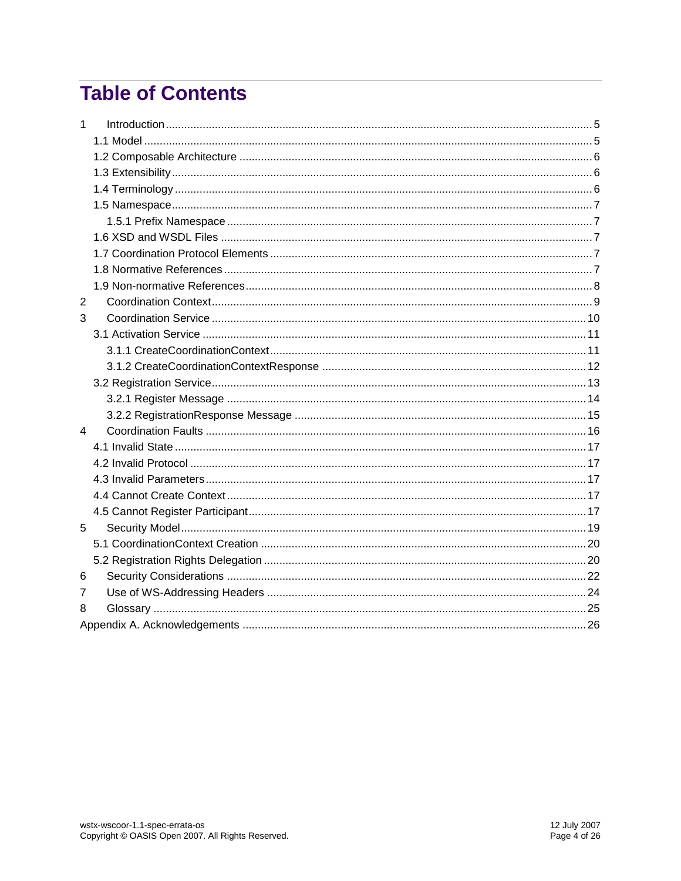# Table of Contents

1 Introduction ..... 5
- 1.1 Model ..... 5
- 1.2 Composable Architecture ..... 6
- 1.3 Extensibility ..... 6
- 1.4 Terminology ..... 6
- 1.5 Namespace ..... 7
  - 1.5.1 Prefix Namespace ..... 7
- 1.6 XSD and WSDL Files ..... 7
- 1.7 Coordination Protocol Elements ..... 7
- 1.8 Normative References ..... 7
- 1.9 Non-normative References ..... 8

2 Coordination Context ..... 9

3 Coordination Service ..... 10
- 3.1 Activation Service ..... 11
  - 3.1.1 CreateCoordinationContext ..... 11
  - 3.1.2 CreateCoordinationContextResponse ..... 12
- 3.2 Registration Service ..... 13
  - 3.2.1 Register Message ..... 14
  - 3.2.2 RegistrationResponse Message ..... 15

4 Coordination Faults ..... 16
- 4.1 Invalid State ..... 17
- 4.2 Invalid Protocol ..... 17
- 4.3 Invalid Parameters ..... 17
- 4.4 Cannot Create Context ..... 17
- 4.5 Cannot Register Participant ..... 17

5 Security Model ..... 19
- 5.1 CoordinationContext Creation ..... 20
- 5.2 Registration Rights Delegation ..... 20

6 Security Considerations ..... 22

7 Use of WS-Addressing Headers ..... 24

8 Glossary ..... 25

Appendix A. Acknowledgements ..... 26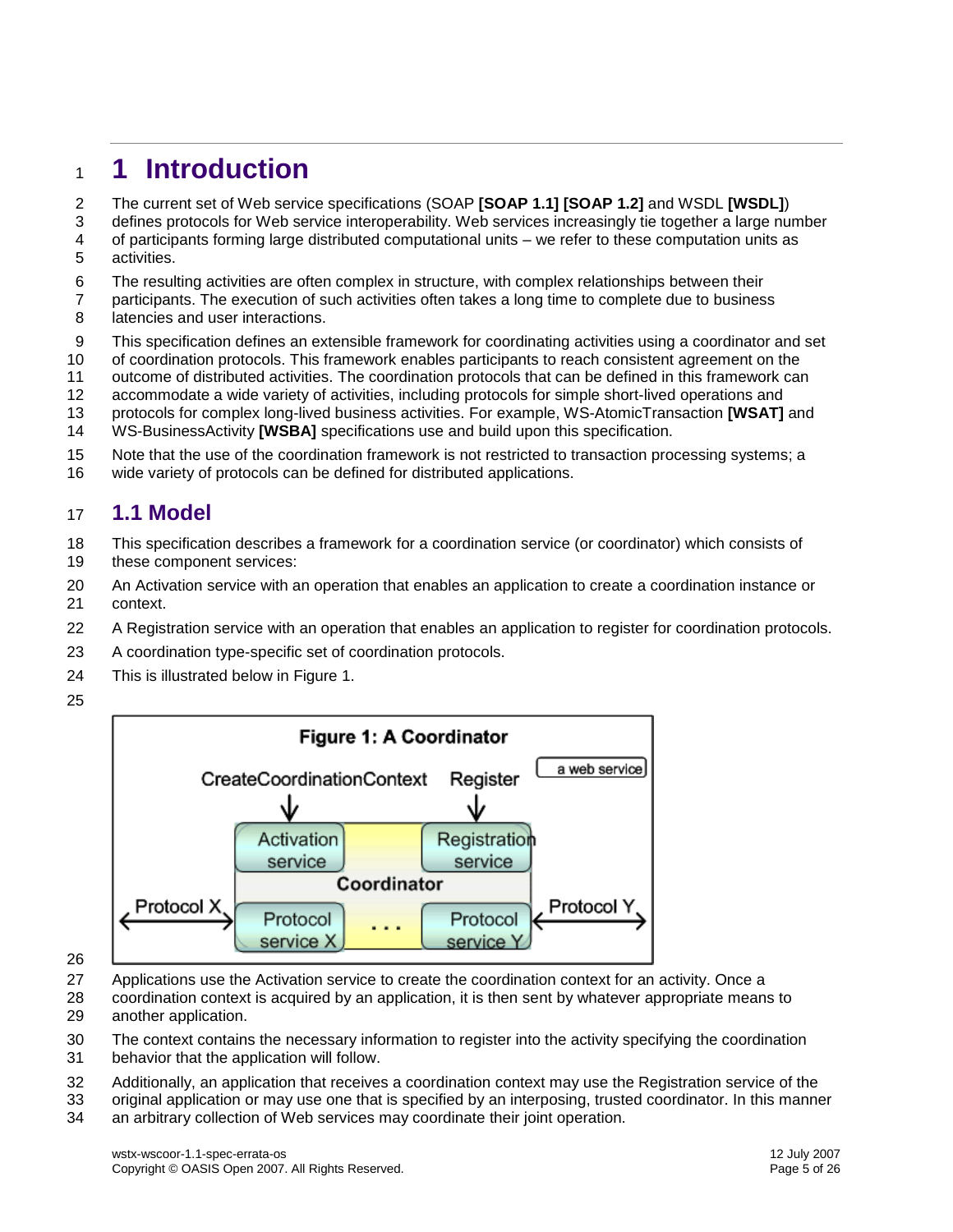# 1 Introduction

The current set of Web service specifications (SOAP **[SOAP 1.1] [SOAP 1.2]** and WSDL **[WSDL]**) defines protocols for Web service interoperability. Web services increasingly tie together a large number of participants forming large distributed computational units – we refer to these computation units as activities.

The resulting activities are often complex in structure, with complex relationships between their participants. The execution of such activities often takes a long time to complete due to business latencies and user interactions.

This specification defines an extensible framework for coordinating activities using a coordinator and set of coordination protocols. This framework enables participants to reach consistent agreement on the outcome of distributed activities. The coordination protocols that can be defined in this framework can accommodate a wide variety of activities, including protocols for simple short-lived operations and protocols for complex long-lived business activities. For example, WS-AtomicTransaction **[WSAT]** and WS-BusinessActivity **[WSBA]** specifications use and build upon this specification.

Note that the use of the coordination framework is not restricted to transaction processing systems; a wide variety of protocols can be defined for distributed applications.

## 1.1 Model

This specification describes a framework for a coordination service (or coordinator) which consists of these component services:

An Activation service with an operation that enables an application to create a coordination instance or context.

A Registration service with an operation that enables an application to register for coordination protocols.

A coordination type-specific set of coordination protocols.

This is illustrated below in Figure 1.

**Figure 1: A Coordinator**

Applications use the Activation service to create the coordination context for an activity. Once a coordination context is acquired by an application, it is then sent by whatever appropriate means to another application.

The context contains the necessary information to register into the activity specifying the coordination behavior that the application will follow.

Additionally, an application that receives a coordination context may use the Registration service of the original application or may use one that is specified by an interposing, trusted coordinator. In this manner an arbitrary collection of Web services may coordinate their joint operation.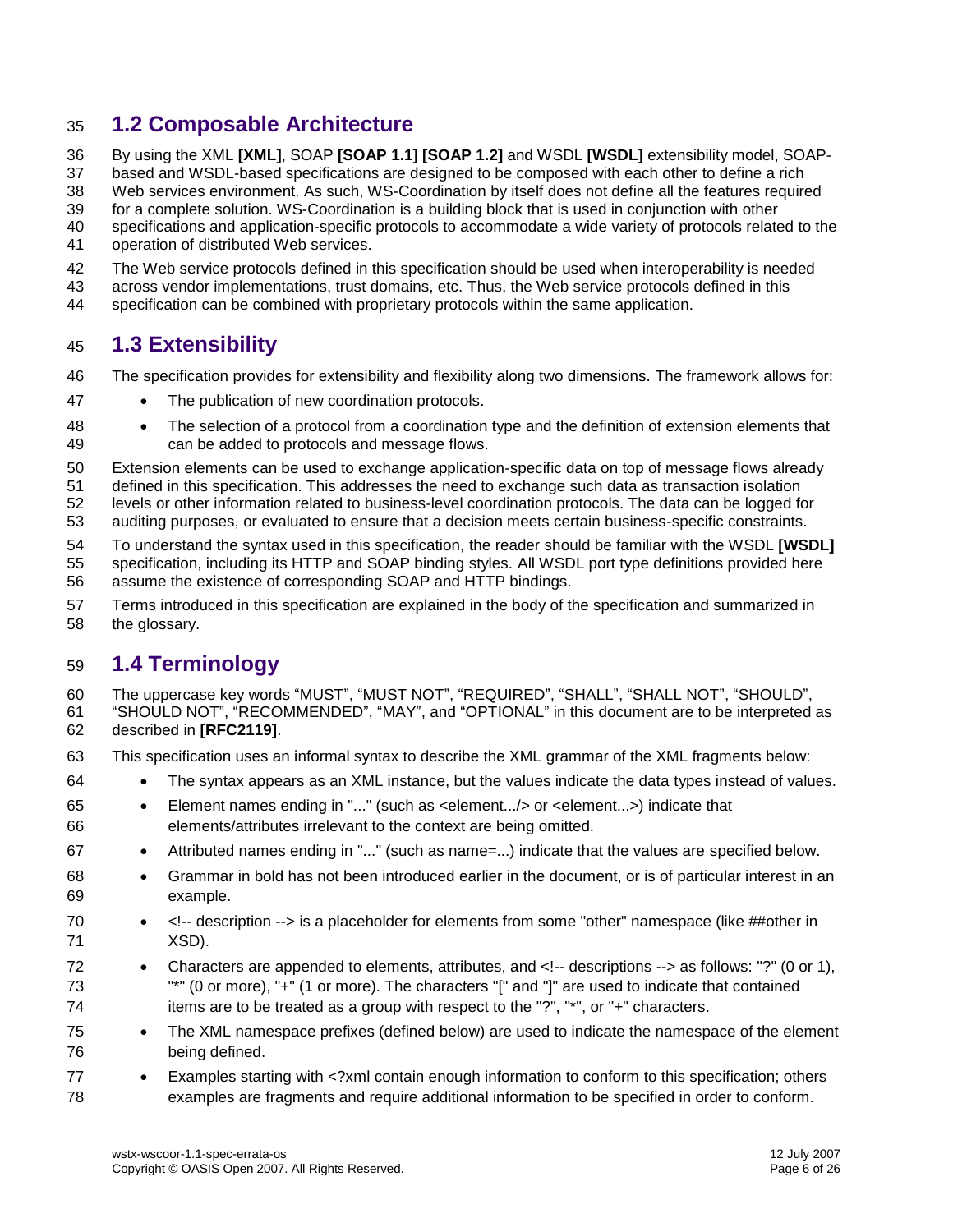## 1.2 Composable Architecture

By using the XML **[XML]**, SOAP **[SOAP 1.1] [SOAP 1.2]** and WSDL **[WSDL]** extensibility model, SOAP-based and WSDL-based specifications are designed to be composed with each other to define a rich Web services environment. As such, WS-Coordination by itself does not define all the features required for a complete solution. WS-Coordination is a building block that is used in conjunction with other specifications and application-specific protocols to accommodate a wide variety of protocols related to the operation of distributed Web services.

The Web service protocols defined in this specification should be used when interoperability is needed across vendor implementations, trust domains, etc. Thus, the Web service protocols defined in this specification can be combined with proprietary protocols within the same application.

## 1.3 Extensibility

The specification provides for extensibility and flexibility along two dimensions. The framework allows for:

- The publication of new coordination protocols.
- The selection of a protocol from a coordination type and the definition of extension elements that can be added to protocols and message flows.

Extension elements can be used to exchange application-specific data on top of message flows already defined in this specification. This addresses the need to exchange such data as transaction isolation levels or other information related to business-level coordination protocols. The data can be logged for auditing purposes, or evaluated to ensure that a decision meets certain business-specific constraints.

To understand the syntax used in this specification, the reader should be familiar with the WSDL **[WSDL]** specification, including its HTTP and SOAP binding styles. All WSDL port type definitions provided here assume the existence of corresponding SOAP and HTTP bindings.

Terms introduced in this specification are explained in the body of the specification and summarized in the glossary.

## 1.4 Terminology

The uppercase key words "MUST", "MUST NOT", "REQUIRED", "SHALL", "SHALL NOT", "SHOULD", "SHOULD NOT", "RECOMMENDED", "MAY", and "OPTIONAL" in this document are to be interpreted as described in **[RFC2119]**.

This specification uses an informal syntax to describe the XML grammar of the XML fragments below:

- The syntax appears as an XML instance, but the values indicate the data types instead of values.
- Element names ending in "..." (such as <element.../> or <element...>) indicate that elements/attributes irrelevant to the context are being omitted.
- Attributed names ending in "..." (such as name=...) indicate that the values are specified below.
- Grammar in bold has not been introduced earlier in the document, or is of particular interest in an example.
- <!-- description --> is a placeholder for elements from some "other" namespace (like ##other in XSD).
- Characters are appended to elements, attributes, and <!-- descriptions --> as follows: "?" (0 or 1), "*" (0 or more), "+" (1 or more). The characters "[" and "]" are used to indicate that contained items are to be treated as a group with respect to the "?", "*", or "+" characters.
- The XML namespace prefixes (defined below) are used to indicate the namespace of the element being defined.
- Examples starting with <?xml contain enough information to conform to this specification; others examples are fragments and require additional information to be specified in order to conform.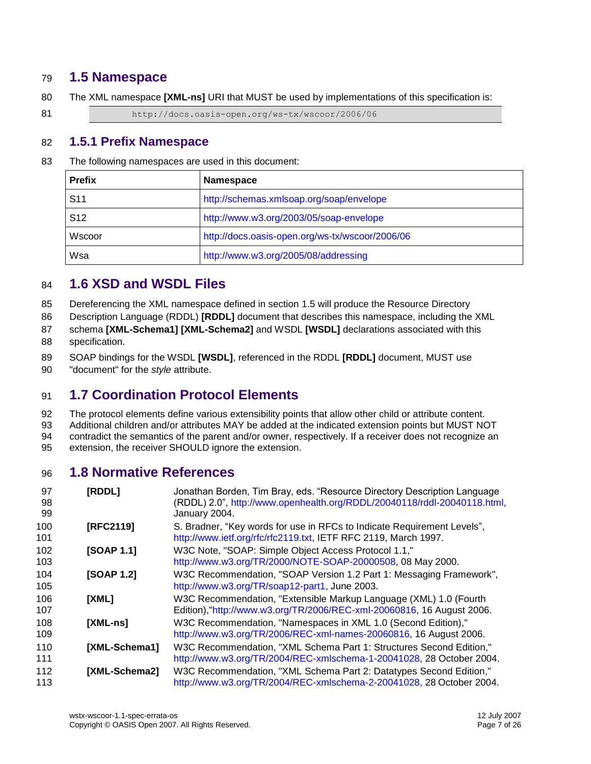## 1.5 Namespace

The XML namespace **[XML-ns]** URI that MUST be used by implementations of this specification is:

```
http://docs.oasis-open.org/ws-tx/wscoor/2006/06
```

### 1.5.1 Prefix Namespace

The following namespaces are used in this document:

| Prefix | Namespace |
|---|---|
| S11 | http://schemas.xmlsoap.org/soap/envelope |
| S12 | http://www.w3.org/2003/05/soap-envelope |
| Wscoor | http://docs.oasis-open.org/ws-tx/wscoor/2006/06 |
| Wsa | http://www.w3.org/2005/08/addressing |

## 1.6 XSD and WSDL Files

Dereferencing the XML namespace defined in section 1.5 will produce the Resource Directory Description Language (RDDL) **[RDDL]** document that describes this namespace, including the XML schema **[XML-Schema1] [XML-Schema2]** and WSDL **[WSDL]** declarations associated with this specification.

SOAP bindings for the WSDL **[WSDL]**, referenced in the RDDL **[RDDL]** document, MUST use "document" for the *style* attribute.

## 1.7 Coordination Protocol Elements

The protocol elements define various extensibility points that allow other child or attribute content. Additional children and/or attributes MAY be added at the indicated extension points but MUST NOT contradict the semantics of the parent and/or owner, respectively. If a receiver does not recognize an extension, the receiver SHOULD ignore the extension.

## 1.8 Normative References

**[RDDL]** Jonathan Borden, Tim Bray, eds. "Resource Directory Description Language (RDDL) 2.0", http://www.openhealth.org/RDDL/20040118/rddl-20040118.html, January 2004.

**[RFC2119]** S. Bradner, "Key words for use in RFCs to Indicate Requirement Levels", http://www.ietf.org/rfc/rfc2119.txt, IETF RFC 2119, March 1997.

**[SOAP 1.1]** W3C Note, "SOAP: Simple Object Access Protocol 1.1," http://www.w3.org/TR/2000/NOTE-SOAP-20000508, 08 May 2000.

**[SOAP 1.2]** W3C Recommendation, "SOAP Version 1.2 Part 1: Messaging Framework", http://www.w3.org/TR/soap12-part1, June 2003.

**[XML]** W3C Recommendation, "Extensible Markup Language (XML) 1.0 (Fourth Edition),"http://www.w3.org/TR/2006/REC-xml-20060816, 16 August 2006.

**[XML-ns]** W3C Recommendation, "Namespaces in XML 1.0 (Second Edition)," http://www.w3.org/TR/2006/REC-xml-names-20060816, 16 August 2006.

**[XML-Schema1]** W3C Recommendation, "XML Schema Part 1: Structures Second Edition," http://www.w3.org/TR/2004/REC-xmlschema-1-20041028, 28 October 2004.

**[XML-Schema2]** W3C Recommendation, "XML Schema Part 2: Datatypes Second Edition," http://www.w3.org/TR/2004/REC-xmlschema-2-20041028, 28 October 2004.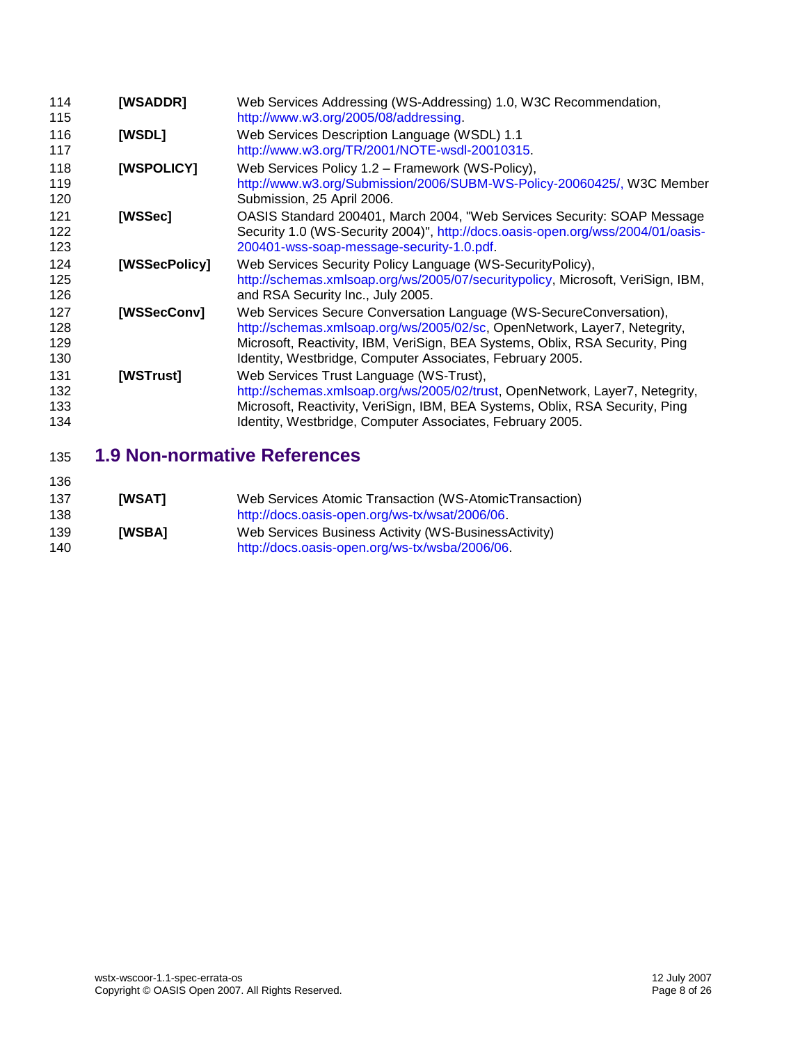**[WSADDR]** Web Services Addressing (WS-Addressing) 1.0, W3C Recommendation, http://www.w3.org/2005/08/addressing.

**[WSDL]** Web Services Description Language (WSDL) 1.1 http://www.w3.org/TR/2001/NOTE-wsdl-20010315.

**[WSPOLICY]** Web Services Policy 1.2 – Framework (WS-Policy), http://www.w3.org/Submission/2006/SUBM-WS-Policy-20060425/, W3C Member Submission, 25 April 2006.

**[WSSec]** OASIS Standard 200401, March 2004, "Web Services Security: SOAP Message Security 1.0 (WS-Security 2004)", http://docs.oasis-open.org/wss/2004/01/oasis-200401-wss-soap-message-security-1.0.pdf.

**[WSSecPolicy]** Web Services Security Policy Language (WS-SecurityPolicy), http://schemas.xmlsoap.org/ws/2005/07/securitypolicy, Microsoft, VeriSign, IBM, and RSA Security Inc., July 2005.

**[WSSecConv]** Web Services Secure Conversation Language (WS-SecureConversation), http://schemas.xmlsoap.org/ws/2005/02/sc, OpenNetwork, Layer7, Netegrity, Microsoft, Reactivity, IBM, VeriSign, BEA Systems, Oblix, RSA Security, Ping Identity, Westbridge, Computer Associates, February 2005.

**[WSTrust]** Web Services Trust Language (WS-Trust), http://schemas.xmlsoap.org/ws/2005/02/trust, OpenNetwork, Layer7, Netegrity, Microsoft, Reactivity, VeriSign, IBM, BEA Systems, Oblix, RSA Security, Ping Identity, Westbridge, Computer Associates, February 2005.

## 1.9 Non-normative References

**[WSAT]** Web Services Atomic Transaction (WS-AtomicTransaction) http://docs.oasis-open.org/ws-tx/wsat/2006/06.

**[WSBA]** Web Services Business Activity (WS-BusinessActivity) http://docs.oasis-open.org/ws-tx/wsba/2006/06.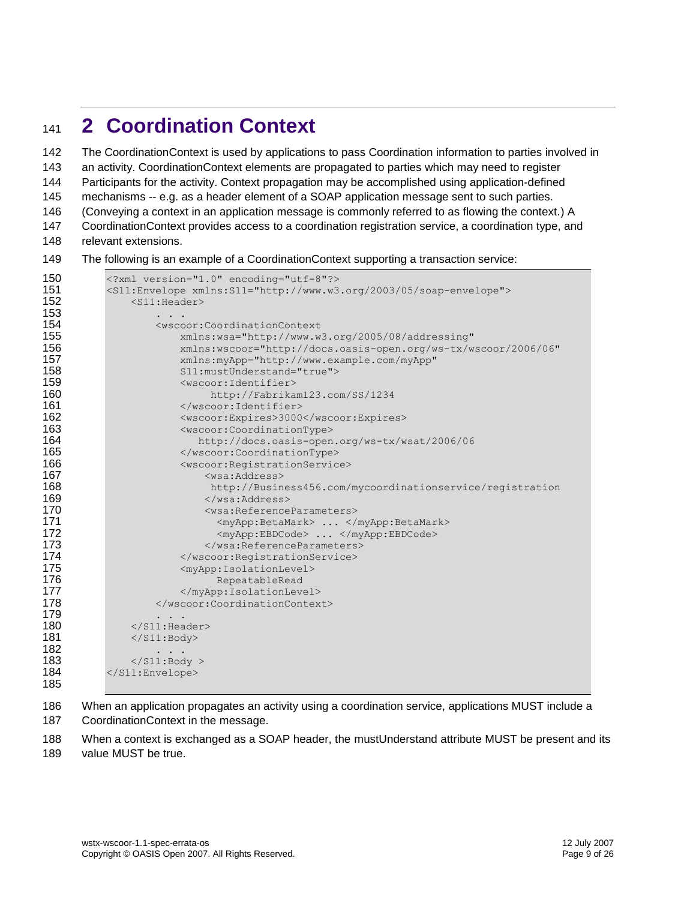# 2 Coordination Context

The CoordinationContext is used by applications to pass Coordination information to parties involved in an activity. CoordinationContext elements are propagated to parties which may need to register Participants for the activity. Context propagation may be accomplished using application-defined mechanisms -- e.g. as a header element of a SOAP application message sent to such parties. (Conveying a context in an application message is commonly referred to as flowing the context.) A CoordinationContext provides access to a coordination registration service, a coordination type, and relevant extensions.

The following is an example of a CoordinationContext supporting a transaction service:

```
<?xml version="1.0" encoding="utf-8"?>
<S11:Envelope xmlns:S11="http://www.w3.org/2003/05/soap-envelope">
    <S11:Header>
        . . .
        <wscoor:CoordinationContext
            xmlns:wsa="http://www.w3.org/2005/08/addressing"
            xmlns:wscoor="http://docs.oasis-open.org/ws-tx/wscoor/2006/06"
            xmlns:myApp="http://www.example.com/myApp"
            S11:mustUnderstand="true">
            <wscoor:Identifier>
                 http://Fabrikam123.com/SS/1234
            </wscoor:Identifier>
            <wscoor:Expires>3000</wscoor:Expires>
            <wscoor:CoordinationType>
               http://docs.oasis-open.org/ws-tx/wsat/2006/06
            </wscoor:CoordinationType>
            <wscoor:RegistrationService>
                <wsa:Address>
                 http://Business456.com/mycoordinationservice/registration
                </wsa:Address>
                <wsa:ReferenceParameters>
                  <myApp:BetaMark> ... </myApp:BetaMark>
                  <myApp:EBDCode> ... </myApp:EBDCode>
                </wsa:ReferenceParameters>
            </wscoor:RegistrationService>
            <myApp:IsolationLevel>
                  RepeatableRead
            </myApp:IsolationLevel>
        </wscoor:CoordinationContext>
        . . .
    </S11:Header>
    </S11:Body>
        . . .
    </S11:Body >
</S11:Envelope>
```

When an application propagates an activity using a coordination service, applications MUST include a CoordinationContext in the message.

When a context is exchanged as a SOAP header, the mustUnderstand attribute MUST be present and its value MUST be true.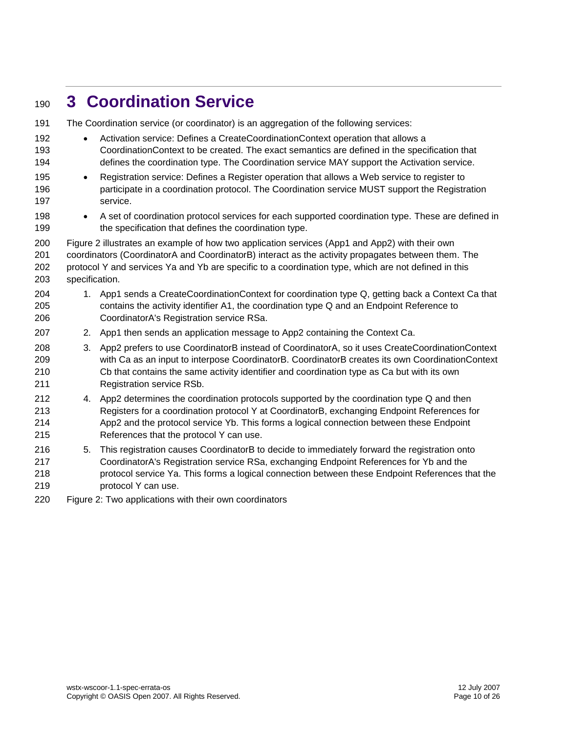# 3 Coordination Service

The Coordination service (or coordinator) is an aggregation of the following services:

- Activation service: Defines a CreateCoordinationContext operation that allows a CoordinationContext to be created. The exact semantics are defined in the specification that defines the coordination type. The Coordination service MAY support the Activation service.
- Registration service: Defines a Register operation that allows a Web service to register to participate in a coordination protocol. The Coordination service MUST support the Registration service.
- A set of coordination protocol services for each supported coordination type. These are defined in the specification that defines the coordination type.

Figure 2 illustrates an example of how two application services (App1 and App2) with their own coordinators (CoordinatorA and CoordinatorB) interact as the activity propagates between them. The protocol Y and services Ya and Yb are specific to a coordination type, which are not defined in this specification.

1. App1 sends a CreateCoordinationContext for coordination type Q, getting back a Context Ca that contains the activity identifier A1, the coordination type Q and an Endpoint Reference to CoordinatorA's Registration service RSa.
2. App1 then sends an application message to App2 containing the Context Ca.
3. App2 prefers to use CoordinatorB instead of CoordinatorA, so it uses CreateCoordinationContext with Ca as an input to interpose CoordinatorB. CoordinatorB creates its own CoordinationContext Cb that contains the same activity identifier and coordination type as Ca but with its own Registration service RSb.
4. App2 determines the coordination protocols supported by the coordination type Q and then Registers for a coordination protocol Y at CoordinatorB, exchanging Endpoint References for App2 and the protocol service Yb. This forms a logical connection between these Endpoint References that the protocol Y can use.
5. This registration causes CoordinatorB to decide to immediately forward the registration onto CoordinatorA's Registration service RSa, exchanging Endpoint References for Yb and the protocol service Ya. This forms a logical connection between these Endpoint References that the protocol Y can use.

Figure 2: Two applications with their own coordinators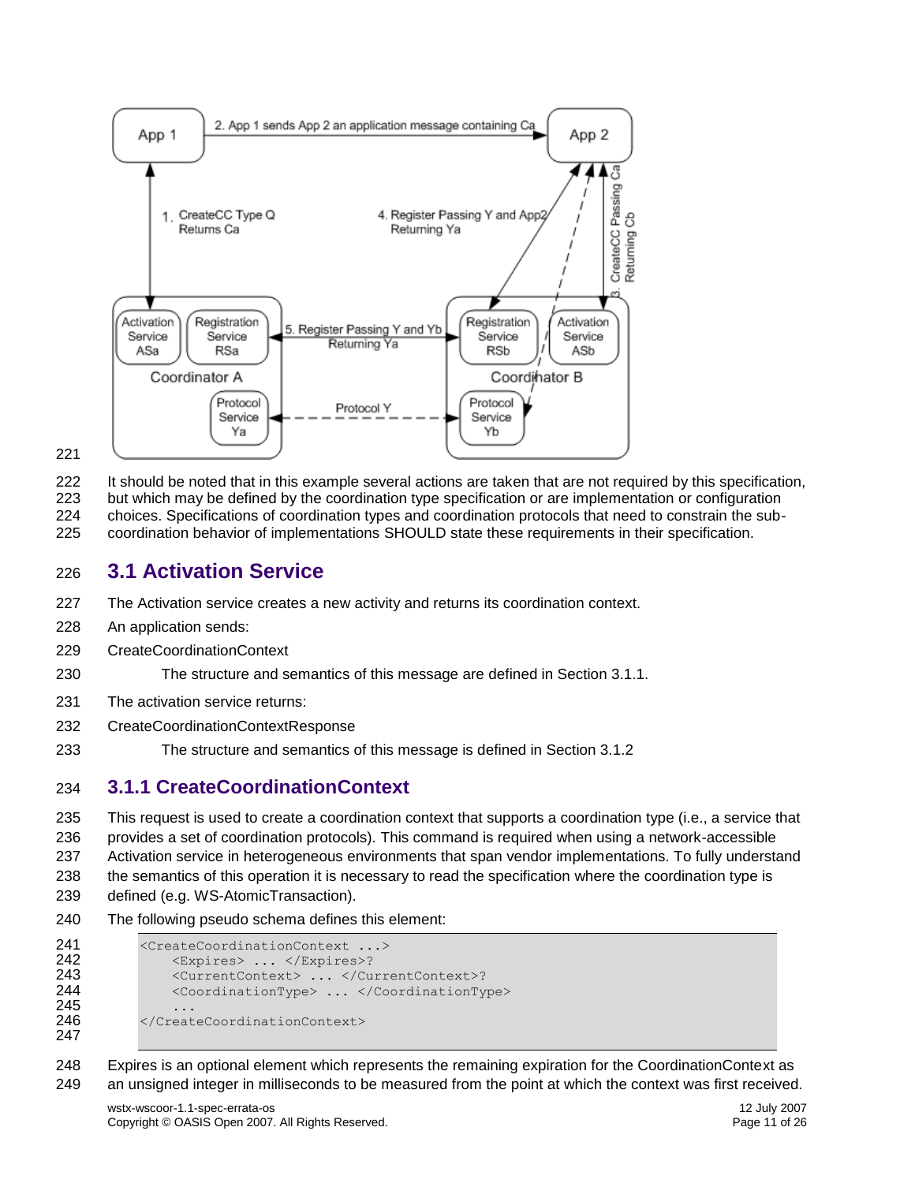It should be noted that in this example several actions are taken that are not required by this specification, but which may be defined by the coordination type specification or are implementation or configuration choices. Specifications of coordination types and coordination protocols that need to constrain the sub-coordination behavior of implementations SHOULD state these requirements in their specification.

## 3.1 Activation Service

The Activation service creates a new activity and returns its coordination context.

An application sends:

CreateCoordinationContext

> The structure and semantics of this message are defined in Section 3.1.1.

The activation service returns:

CreateCoordinationContextResponse

> The structure and semantics of this message is defined in Section 3.1.2

### 3.1.1 CreateCoordinationContext

This request is used to create a coordination context that supports a coordination type (i.e., a service that provides a set of coordination protocols). This command is required when using a network-accessible Activation service in heterogeneous environments that span vendor implementations. To fully understand the semantics of this operation it is necessary to read the specification where the coordination type is defined (e.g. WS-AtomicTransaction).

The following pseudo schema defines this element:

```
<CreateCoordinationContext ...>
    <Expires> ... </Expires>?
    <CurrentContext> ... </CurrentContext>?
    <CoordinationType> ... </CoordinationType>
    ...
</CreateCoordinationContext>
```

Expires is an optional element which represents the remaining expiration for the CoordinationContext as an unsigned integer in milliseconds to be measured from the point at which the context was first received.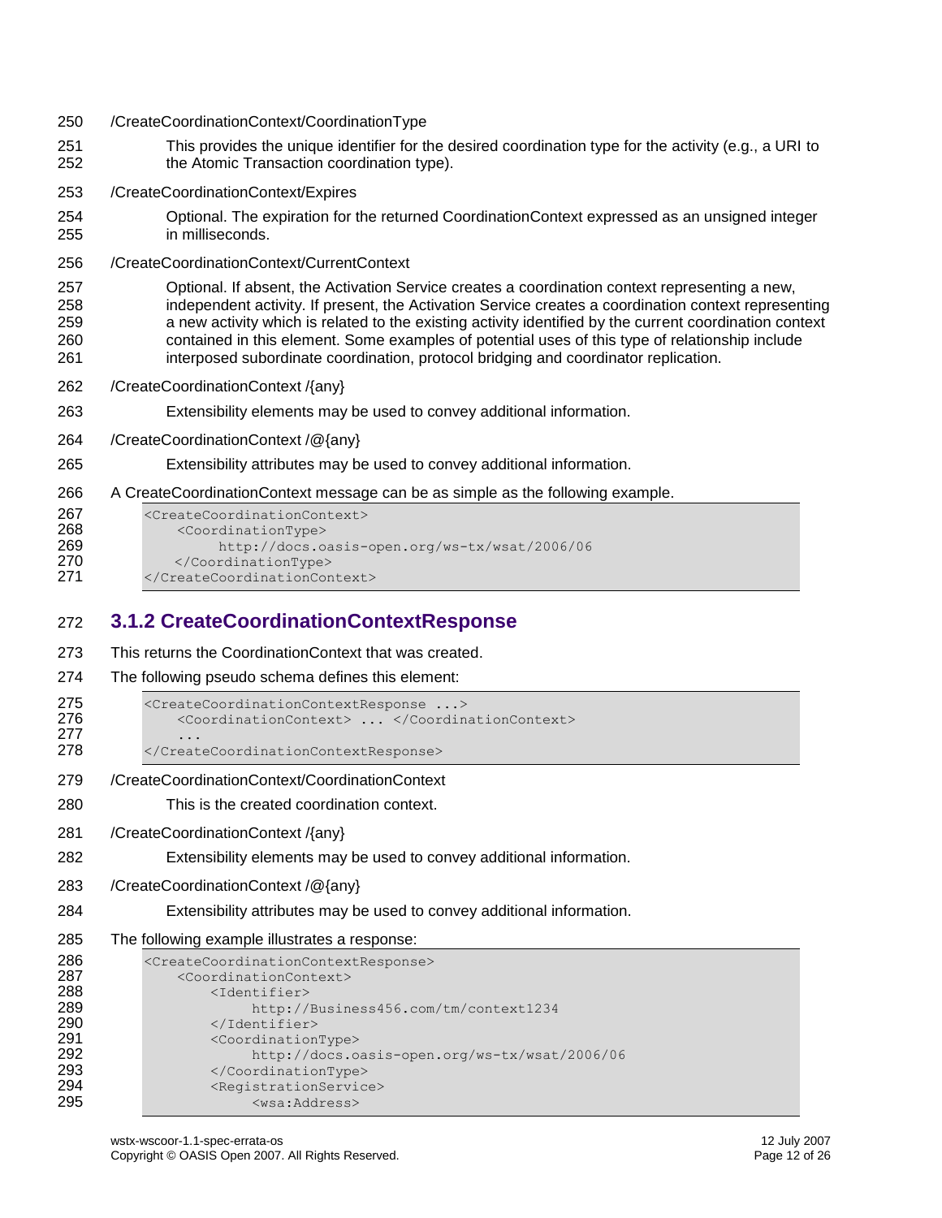/CreateCoordinationContext/CoordinationType

This provides the unique identifier for the desired coordination type for the activity (e.g., a URI to the Atomic Transaction coordination type).

/CreateCoordinationContext/Expires

Optional. The expiration for the returned CoordinationContext expressed as an unsigned integer in milliseconds.

/CreateCoordinationContext/CurrentContext

Optional. If absent, the Activation Service creates a coordination context representing a new, independent activity. If present, the Activation Service creates a coordination context representing a new activity which is related to the existing activity identified by the current coordination context contained in this element. Some examples of potential uses of this type of relationship include interposed subordinate coordination, protocol bridging and coordinator replication.

/CreateCoordinationContext /{any}

Extensibility elements may be used to convey additional information.

/CreateCoordinationContext /@{any}

Extensibility attributes may be used to convey additional information.

A CreateCoordinationContext message can be as simple as the following example.

```
<CreateCoordinationContext>
    <CoordinationType>
         http://docs.oasis-open.org/ws-tx/wsat/2006/06
    </CoordinationType>
</CreateCoordinationContext>
```

### 3.1.2 CreateCoordinationContextResponse

This returns the CoordinationContext that was created.

The following pseudo schema defines this element:

```
<CreateCoordinationContextResponse ...>
    <CoordinationContext> ... </CoordinationContext>
    ...
</CreateCoordinationContextResponse>
```

/CreateCoordinationContext/CoordinationContext

This is the created coordination context.

/CreateCoordinationContext /{any}

Extensibility elements may be used to convey additional information.

/CreateCoordinationContext /@{any}

Extensibility attributes may be used to convey additional information.

The following example illustrates a response:

```
<CreateCoordinationContextResponse>
    <CoordinationContext>
        <Identifier>
             http://Business456.com/tm/context1234
        </Identifier>
        <CoordinationType>
             http://docs.oasis-open.org/ws-tx/wsat/2006/06
        </CoordinationType>
        <RegistrationService>
             <wsa:Address>
```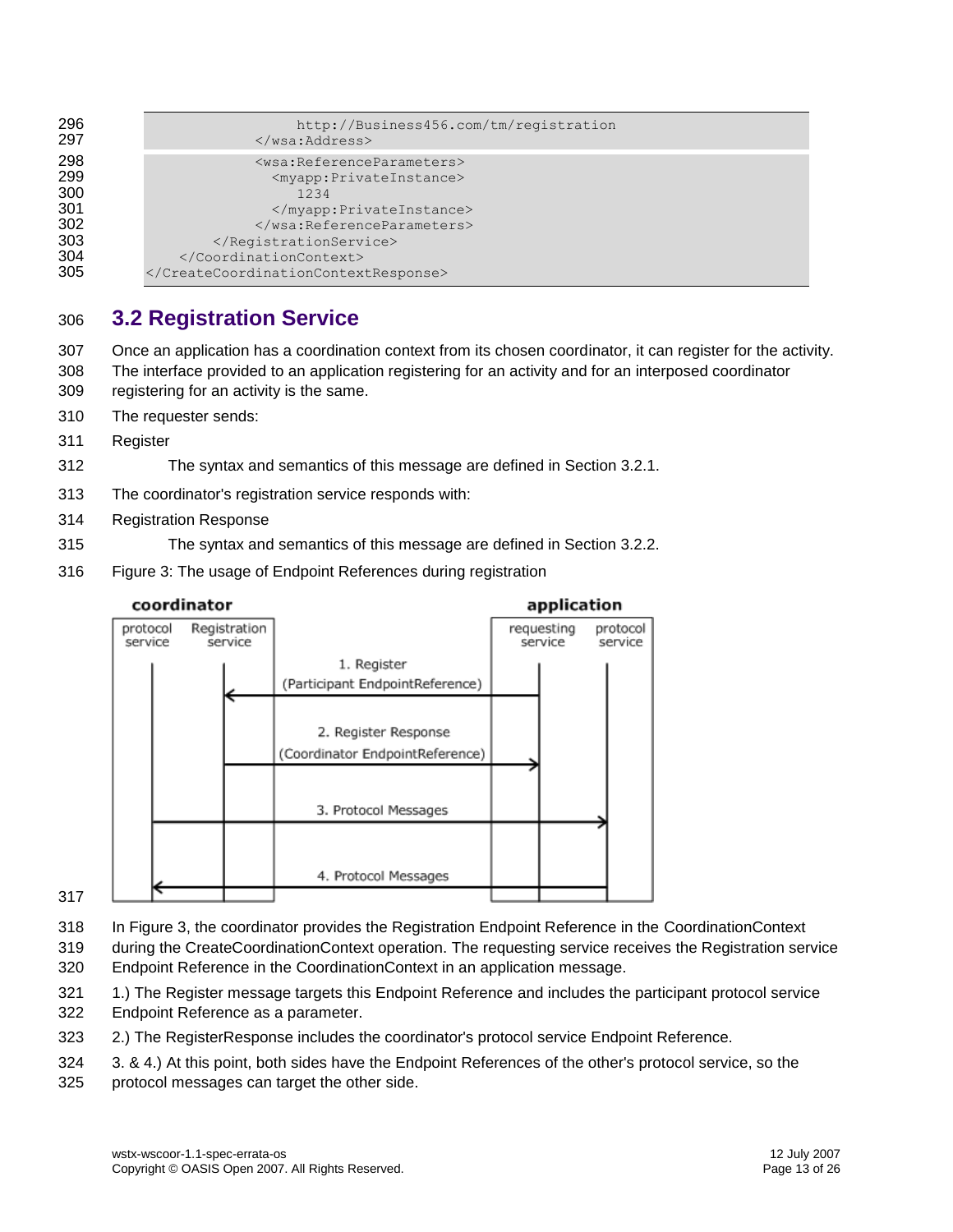```
                  http://Business456.com/tm/registration
              </wsa:Address>
              <wsa:ReferenceParameters>
                <myapp:PrivateInstance>
                  1234
                </myapp:PrivateInstance>
              </wsa:ReferenceParameters>
          </RegistrationService>
      </CoordinationContext>
</CreateCoordinationContextResponse>
```

## 3.2 Registration Service

Once an application has a coordination context from its chosen coordinator, it can register for the activity. The interface provided to an application registering for an activity and for an interposed coordinator registering for an activity is the same.

The requester sends:

Register

The syntax and semantics of this message are defined in Section 3.2.1.

The coordinator's registration service responds with:

Registration Response

The syntax and semantics of this message are defined in Section 3.2.2.

Figure 3: The usage of Endpoint References during registration

In Figure 3, the coordinator provides the Registration Endpoint Reference in the CoordinationContext during the CreateCoordinationContext operation. The requesting service receives the Registration service Endpoint Reference in the CoordinationContext in an application message.

1.) The Register message targets this Endpoint Reference and includes the participant protocol service Endpoint Reference as a parameter.

2.) The RegisterResponse includes the coordinator's protocol service Endpoint Reference.

3. & 4.) At this point, both sides have the Endpoint References of the other's protocol service, so the protocol messages can target the other side.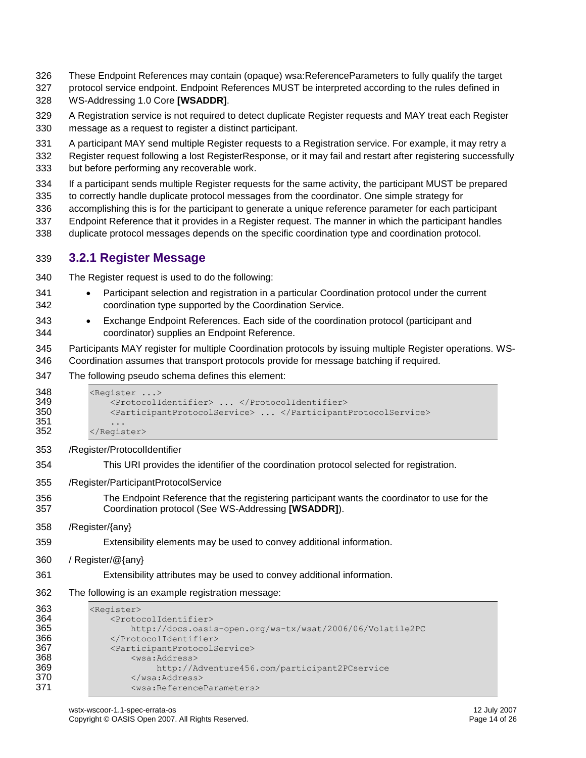These Endpoint References may contain (opaque) wsa:ReferenceParameters to fully qualify the target protocol service endpoint. Endpoint References MUST be interpreted according to the rules defined in WS-Addressing 1.0 Core **[WSADDR]**.

A Registration service is not required to detect duplicate Register requests and MAY treat each Register message as a request to register a distinct participant.

A participant MAY send multiple Register requests to a Registration service. For example, it may retry a Register request following a lost RegisterResponse, or it may fail and restart after registering successfully but before performing any recoverable work.

If a participant sends multiple Register requests for the same activity, the participant MUST be prepared to correctly handle duplicate protocol messages from the coordinator. One simple strategy for accomplishing this is for the participant to generate a unique reference parameter for each participant Endpoint Reference that it provides in a Register request. The manner in which the participant handles duplicate protocol messages depends on the specific coordination type and coordination protocol.

### 3.2.1 Register Message

The Register request is used to do the following:

- Participant selection and registration in a particular Coordination protocol under the current coordination type supported by the Coordination Service.
- Exchange Endpoint References. Each side of the coordination protocol (participant and coordinator) supplies an Endpoint Reference.

Participants MAY register for multiple Coordination protocols by issuing multiple Register operations. WS-Coordination assumes that transport protocols provide for message batching if required.

The following pseudo schema defines this element:

```
<Register ...>
    <ProtocolIdentifier> ... </ProtocolIdentifier>
    <ParticipantProtocolService> ... </ParticipantProtocolService>
    ...
</Register>
```

/Register/ProtocolIdentifier

This URI provides the identifier of the coordination protocol selected for registration.

/Register/ParticipantProtocolService

The Endpoint Reference that the registering participant wants the coordinator to use for the Coordination protocol (See WS-Addressing **[WSADDR]**).

/Register/{any}

Extensibility elements may be used to convey additional information.

/ Register/@{any}

Extensibility attributes may be used to convey additional information.

The following is an example registration message:

```
<Register>
    <ProtocolIdentifier>
        http://docs.oasis-open.org/ws-tx/wsat/2006/06/Volatile2PC
    </ProtocolIdentifier>
    <ParticipantProtocolService>
        <wsa:Address>
             http://Adventure456.com/participant2PCservice
        </wsa:Address>
        <wsa:ReferenceParameters>
```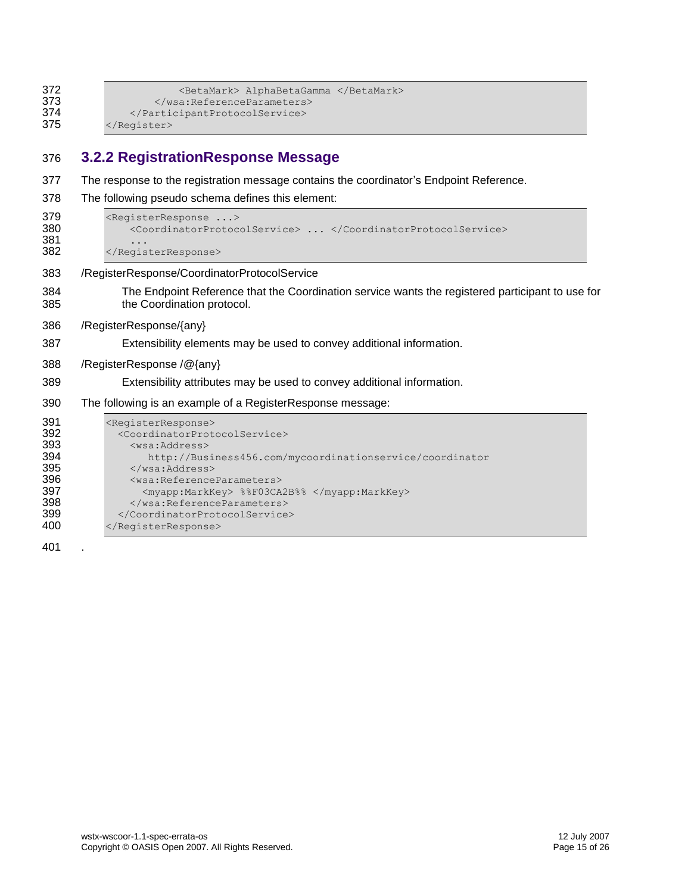```
            <BetaMark> AlphaBetaGamma </BetaMark>
        </wsa:ReferenceParameters>
    </ParticipantProtocolService>
</Register>
```

### 3.2.2 RegistrationResponse Message

The response to the registration message contains the coordinator's Endpoint Reference.

The following pseudo schema defines this element:

```
<RegisterResponse ...>
    <CoordinatorProtocolService> ... </CoordinatorProtocolService>
    ...
</RegisterResponse>
```

/RegisterResponse/CoordinatorProtocolService

The Endpoint Reference that the Coordination service wants the registered participant to use for the Coordination protocol.

/RegisterResponse/{any}

Extensibility elements may be used to convey additional information.

/RegisterResponse /@{any}

Extensibility attributes may be used to convey additional information.

The following is an example of a RegisterResponse message:

```
<RegisterResponse>
  <CoordinatorProtocolService>
    <wsa:Address>
       http://Business456.com/mycoordinationservice/coordinator
    </wsa:Address>
    <wsa:ReferenceParameters>
      <myapp:MarkKey> %%F03CA2B%% </myapp:MarkKey>
    </wsa:ReferenceParameters>
  </CoordinatorProtocolService>
</RegisterResponse>
```

.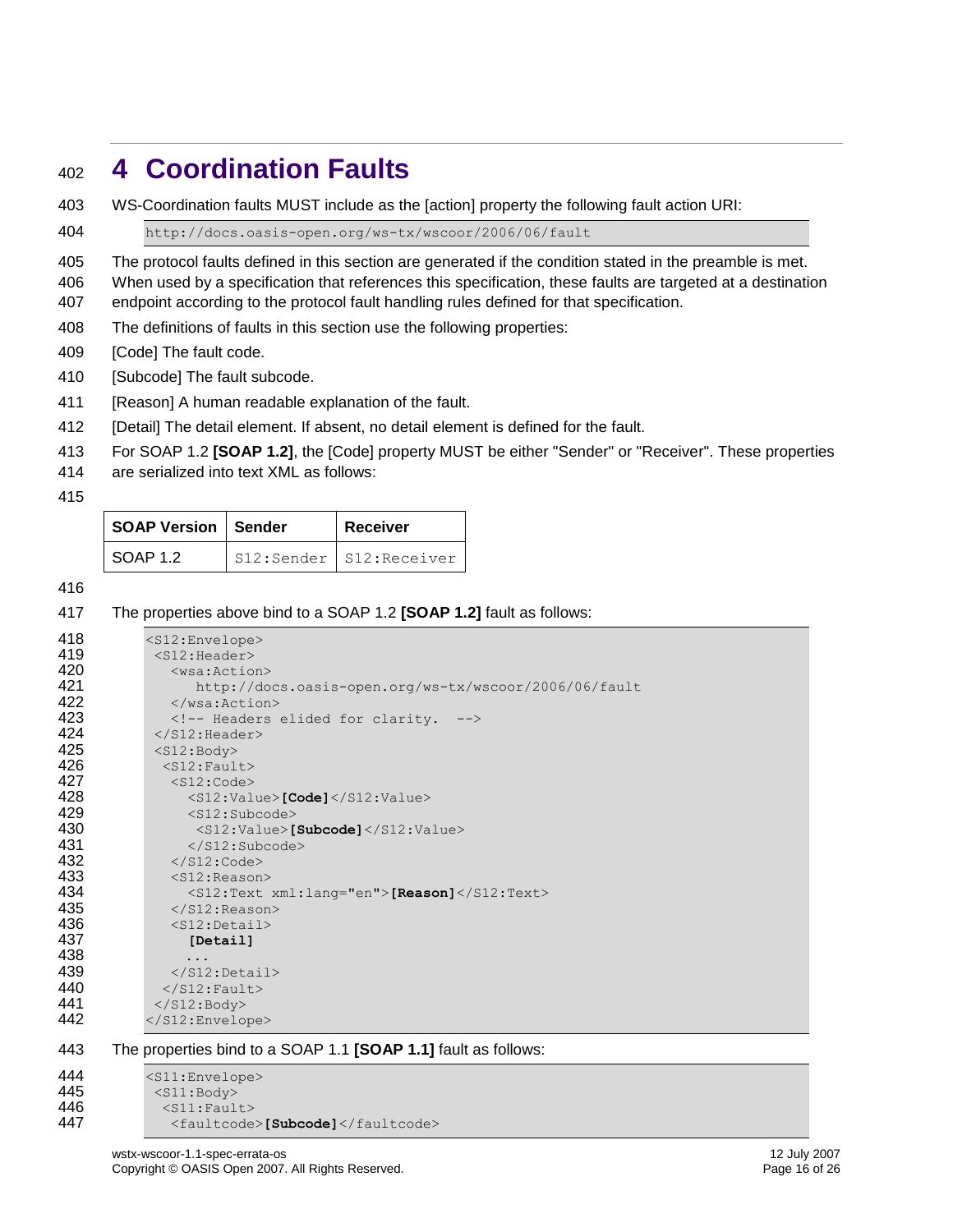# 4 Coordination Faults

WS-Coordination faults MUST include as the [action] property the following fault action URI:

```
http://docs.oasis-open.org/ws-tx/wscoor/2006/06/fault
```

The protocol faults defined in this section are generated if the condition stated in the preamble is met. When used by a specification that references this specification, these faults are targeted at a destination endpoint according to the protocol fault handling rules defined for that specification.

The definitions of faults in this section use the following properties:

[Code] The fault code.

[Subcode] The fault subcode.

[Reason] A human readable explanation of the fault.

[Detail] The detail element. If absent, no detail element is defined for the fault.

For SOAP 1.2 **[SOAP 1.2]**, the [Code] property MUST be either "Sender" or "Receiver". These properties are serialized into text XML as follows:

| SOAP Version | Sender | Receiver |
|---|---|---|
| SOAP 1.2 | `S12:Sender` | `S12:Receiver` |

The properties above bind to a SOAP 1.2 **[SOAP 1.2]** fault as follows:

```
<S12:Envelope>
 <S12:Header>
   <wsa:Action>
      http://docs.oasis-open.org/ws-tx/wscoor/2006/06/fault
   </wsa:Action>
   <!-- Headers elided for clarity.  -->
 </S12:Header>
 <S12:Body>
  <S12:Fault>
   <S12:Code>
     <S12:Value>[Code]</S12:Value>
     <S12:Subcode>
      <S12:Value>[Subcode]</S12:Value>
     </S12:Subcode>
   </S12:Code>
   <S12:Reason>
     <S12:Text xml:lang="en">[Reason]</S12:Text>
   </S12:Reason>
   <S12:Detail>
     [Detail]
     ...
   </S12:Detail>
  </S12:Fault>
 </S12:Body>
</S12:Envelope>
```

The properties bind to a SOAP 1.1 **[SOAP 1.1]** fault as follows:

```
<S11:Envelope>
 <S11:Body>
  <S11:Fault>
   <faultcode>[Subcode]</faultcode>
```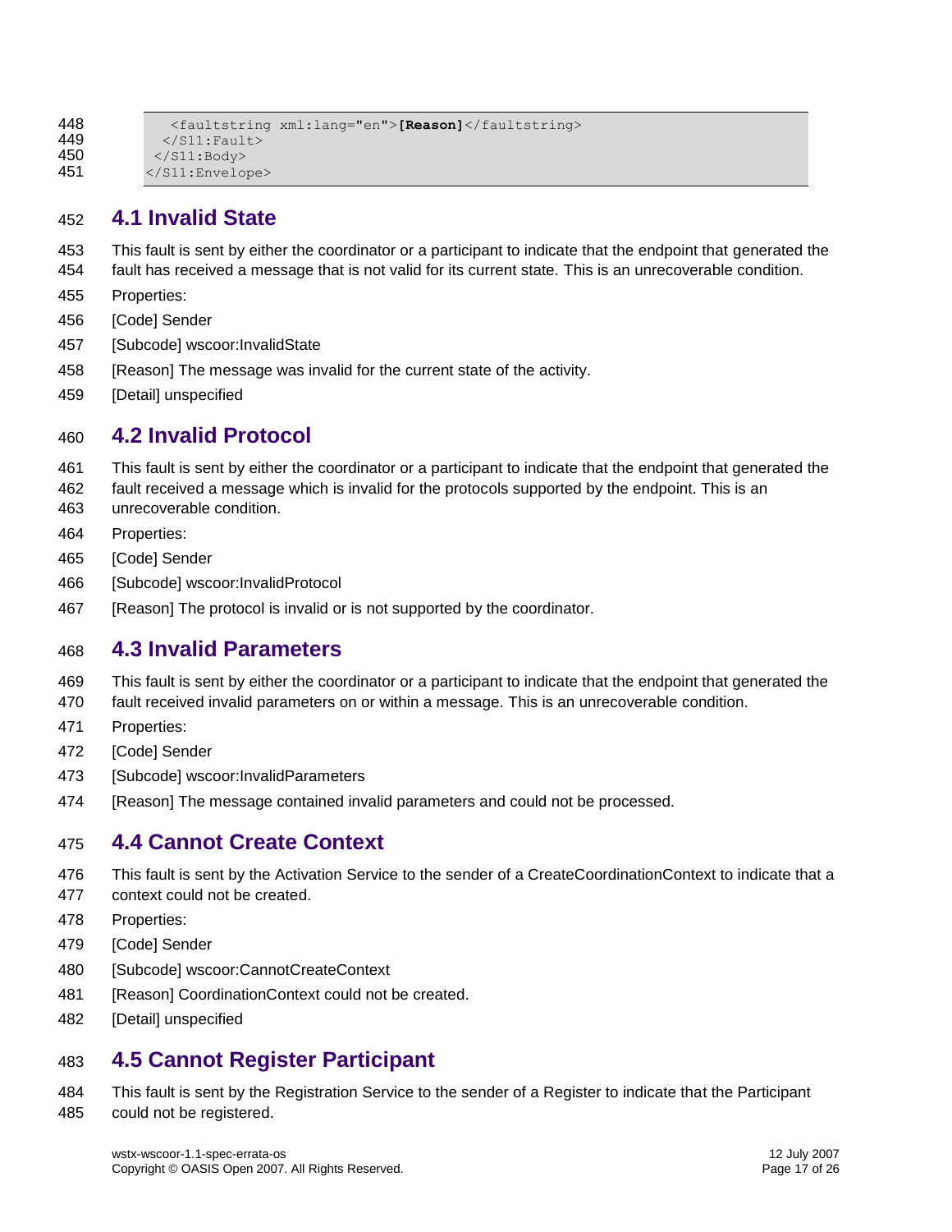```
      <faultstring xml:lang="en">[Reason]</faultstring>
    </S11:Fault>
  </S11:Body>
</S11:Envelope>
```

## 4.1 Invalid State

This fault is sent by either the coordinator or a participant to indicate that the endpoint that generated the fault has received a message that is not valid for its current state. This is an unrecoverable condition.

Properties:

[Code] Sender

[Subcode] wscoor:InvalidState

[Reason] The message was invalid for the current state of the activity.

[Detail] unspecified

## 4.2 Invalid Protocol

This fault is sent by either the coordinator or a participant to indicate that the endpoint that generated the fault received a message which is invalid for the protocols supported by the endpoint. This is an unrecoverable condition.

Properties:

[Code] Sender

[Subcode] wscoor:InvalidProtocol

[Reason] The protocol is invalid or is not supported by the coordinator.

## 4.3 Invalid Parameters

This fault is sent by either the coordinator or a participant to indicate that the endpoint that generated the fault received invalid parameters on or within a message. This is an unrecoverable condition.

Properties:

[Code] Sender

[Subcode] wscoor:InvalidParameters

[Reason] The message contained invalid parameters and could not be processed.

## 4.4 Cannot Create Context

This fault is sent by the Activation Service to the sender of a CreateCoordinationContext to indicate that a context could not be created.

Properties:

[Code] Sender

[Subcode] wscoor:CannotCreateContext

[Reason] CoordinationContext could not be created.

[Detail] unspecified

## 4.5 Cannot Register Participant

This fault is sent by the Registration Service to the sender of a Register to indicate that the Participant could not be registered.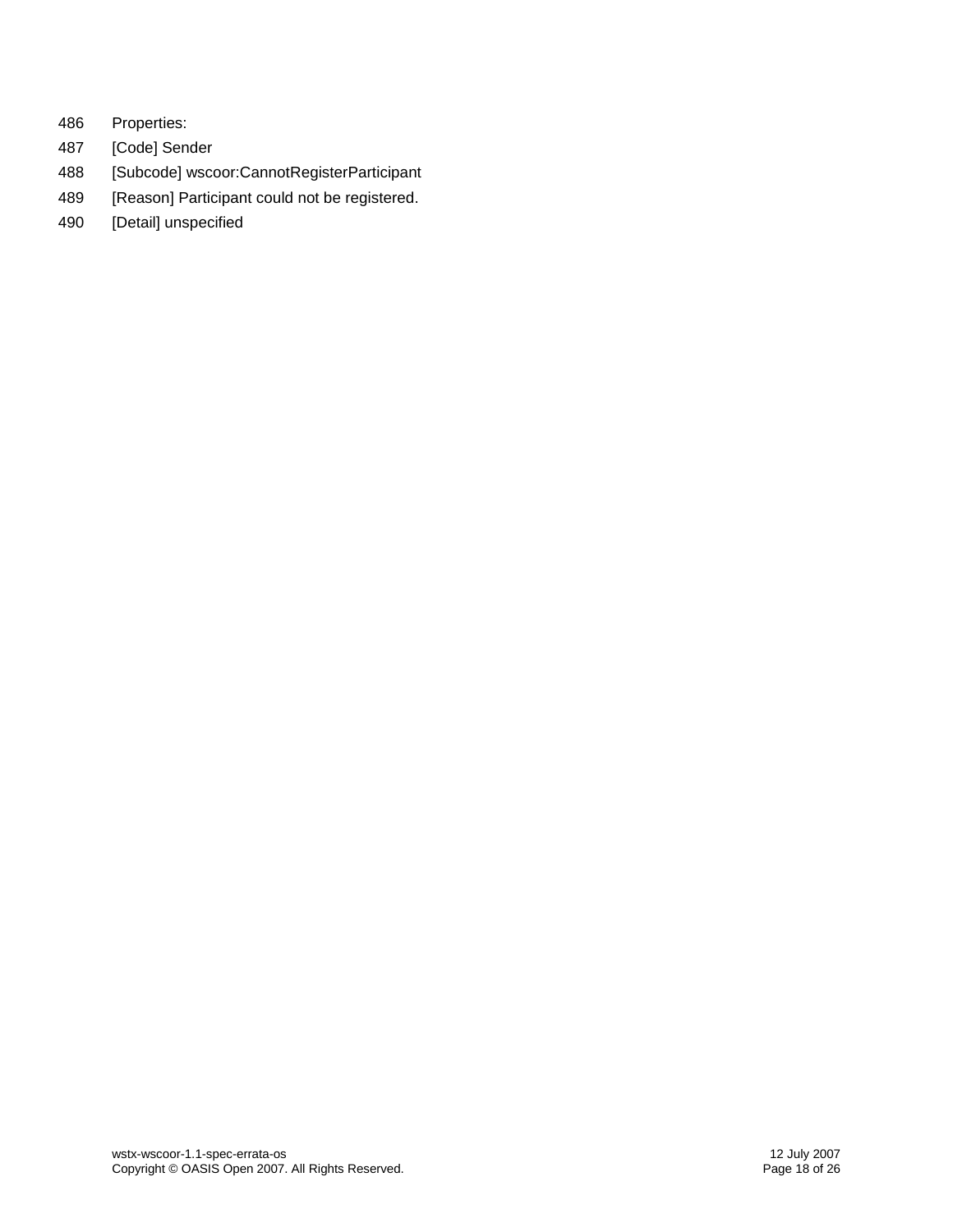Properties:

[Code] Sender

[Subcode] wscoor:CannotRegisterParticipant

[Reason] Participant could not be registered.

[Detail] unspecified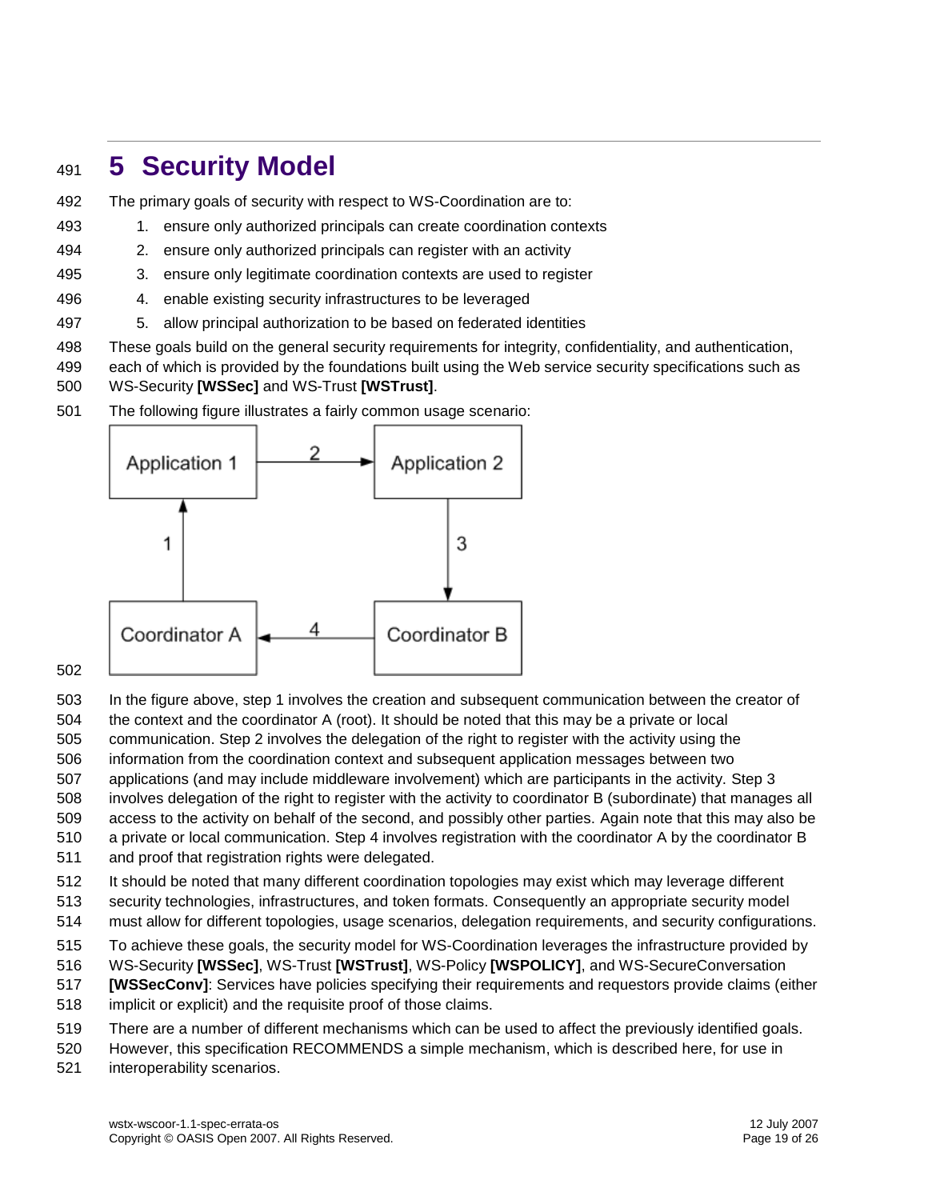# 5 Security Model

The primary goals of security with respect to WS-Coordination are to:

1. ensure only authorized principals can create coordination contexts
2. ensure only authorized principals can register with an activity
3. ensure only legitimate coordination contexts are used to register
4. enable existing security infrastructures to be leveraged
5. allow principal authorization to be based on federated identities

These goals build on the general security requirements for integrity, confidentiality, and authentication, each of which is provided by the foundations built using the Web service security specifications such as WS-Security **[WSSec]** and WS-Trust **[WSTrust]**.

The following figure illustrates a fairly common usage scenario:

In the figure above, step 1 involves the creation and subsequent communication between the creator of the context and the coordinator A (root). It should be noted that this may be a private or local communication. Step 2 involves the delegation of the right to register with the activity using the information from the coordination context and subsequent application messages between two applications (and may include middleware involvement) which are participants in the activity. Step 3 involves delegation of the right to register with the activity to coordinator B (subordinate) that manages all access to the activity on behalf of the second, and possibly other parties. Again note that this may also be a private or local communication. Step 4 involves registration with the coordinator A by the coordinator B and proof that registration rights were delegated.

It should be noted that many different coordination topologies may exist which may leverage different security technologies, infrastructures, and token formats. Consequently an appropriate security model must allow for different topologies, usage scenarios, delegation requirements, and security configurations.

To achieve these goals, the security model for WS-Coordination leverages the infrastructure provided by WS-Security **[WSSec]**, WS-Trust **[WSTrust]**, WS-Policy **[WSPOLICY]**, and WS-SecureConversation **[WSSecConv]**: Services have policies specifying their requirements and requestors provide claims (either implicit or explicit) and the requisite proof of those claims.

There are a number of different mechanisms which can be used to affect the previously identified goals. However, this specification RECOMMENDS a simple mechanism, which is described here, for use in interoperability scenarios.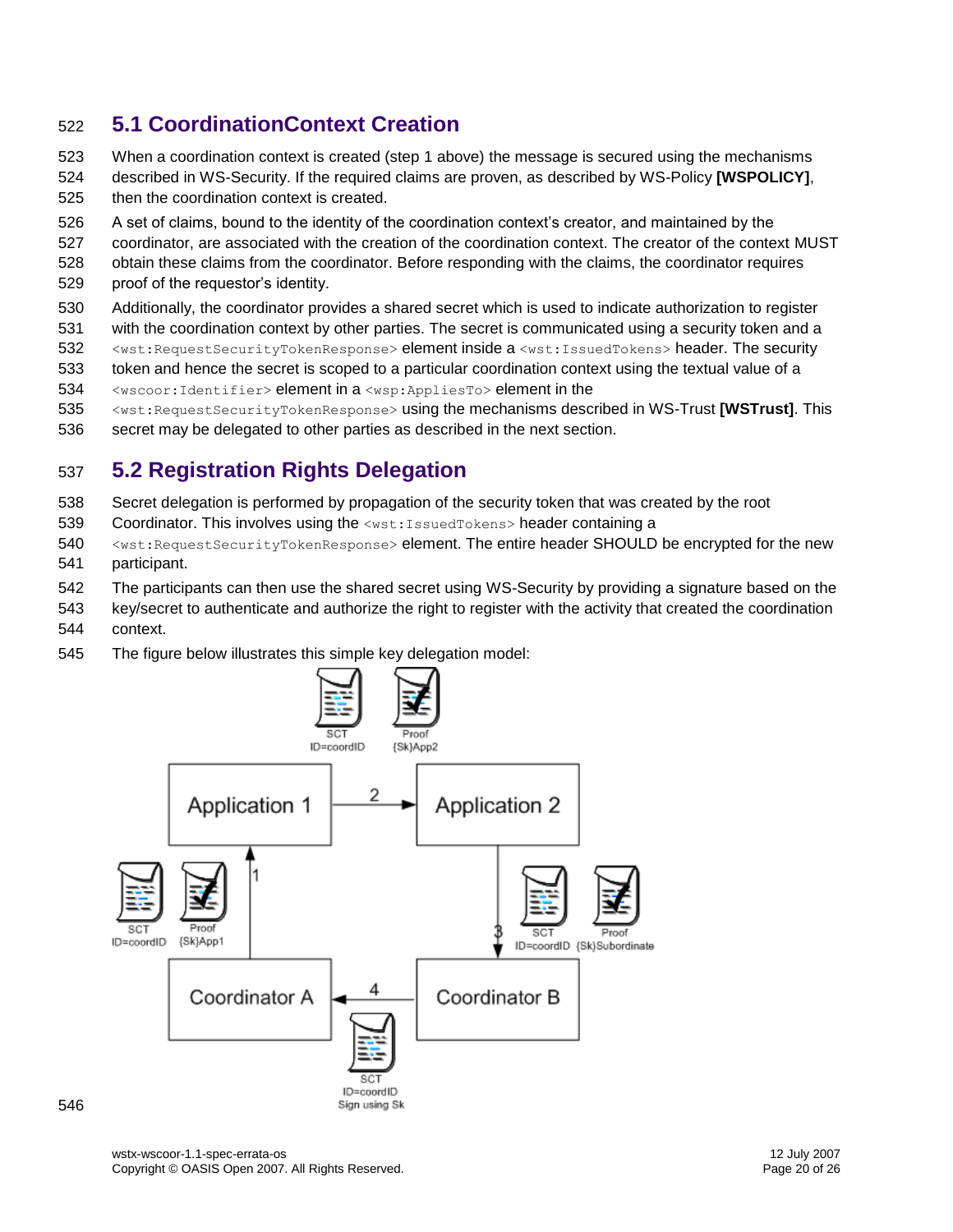## 5.1 CoordinationContext Creation

When a coordination context is created (step 1 above) the message is secured using the mechanisms described in WS-Security. If the required claims are proven, as described by WS-Policy **[WSPOLICY]**, then the coordination context is created.

A set of claims, bound to the identity of the coordination context's creator, and maintained by the coordinator, are associated with the creation of the coordination context. The creator of the context MUST obtain these claims from the coordinator. Before responding with the claims, the coordinator requires proof of the requestor's identity.

Additionally, the coordinator provides a shared secret which is used to indicate authorization to register with the coordination context by other parties. The secret is communicated using a security token and a `<wst:RequestSecurityTokenResponse>` element inside a `<wst:IssuedTokens>` header. The security token and hence the secret is scoped to a particular coordination context using the textual value of a `<wscoor:Identifier>` element in a `<wsp:AppliesTo>` element in the `<wst:RequestSecurityTokenResponse>` using the mechanisms described in WS-Trust **[WSTrust]**. This secret may be delegated to other parties as described in the next section.

## 5.2 Registration Rights Delegation

Secret delegation is performed by propagation of the security token that was created by the root Coordinator. This involves using the `<wst:IssuedTokens>` header containing a `<wst:RequestSecurityTokenResponse>` element. The entire header SHOULD be encrypted for the new participant.

The participants can then use the shared secret using WS-Security by providing a signature based on the key/secret to authenticate and authorize the right to register with the activity that created the coordination context.

The figure below illustrates this simple key delegation model: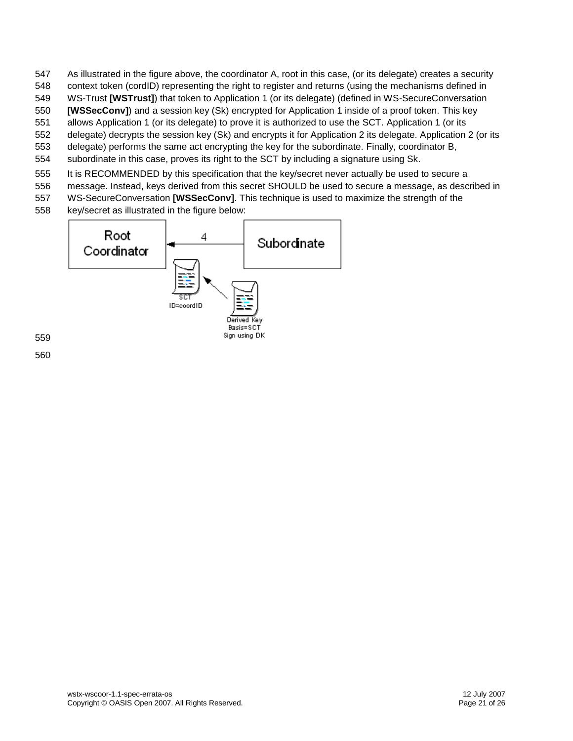As illustrated in the figure above, the coordinator A, root in this case, (or its delegate) creates a security context token (cordID) representing the right to register and returns (using the mechanisms defined in WS-Trust **[WSTrust]**) that token to Application 1 (or its delegate) (defined in WS-SecureConversation **[WSSecConv]**) and a session key (Sk) encrypted for Application 1 inside of a proof token. This key allows Application 1 (or its delegate) to prove it is authorized to use the SCT. Application 1 (or its delegate) decrypts the session key (Sk) and encrypts it for Application 2 its delegate. Application 2 (or its delegate) performs the same act encrypting the key for the subordinate. Finally, coordinator B, subordinate in this case, proves its right to the SCT by including a signature using Sk.

It is RECOMMENDED by this specification that the key/secret never actually be used to secure a message. Instead, keys derived from this secret SHOULD be used to secure a message, as described in WS-SecureConversation **[WSSecConv]**. This technique is used to maximize the strength of the key/secret as illustrated in the figure below: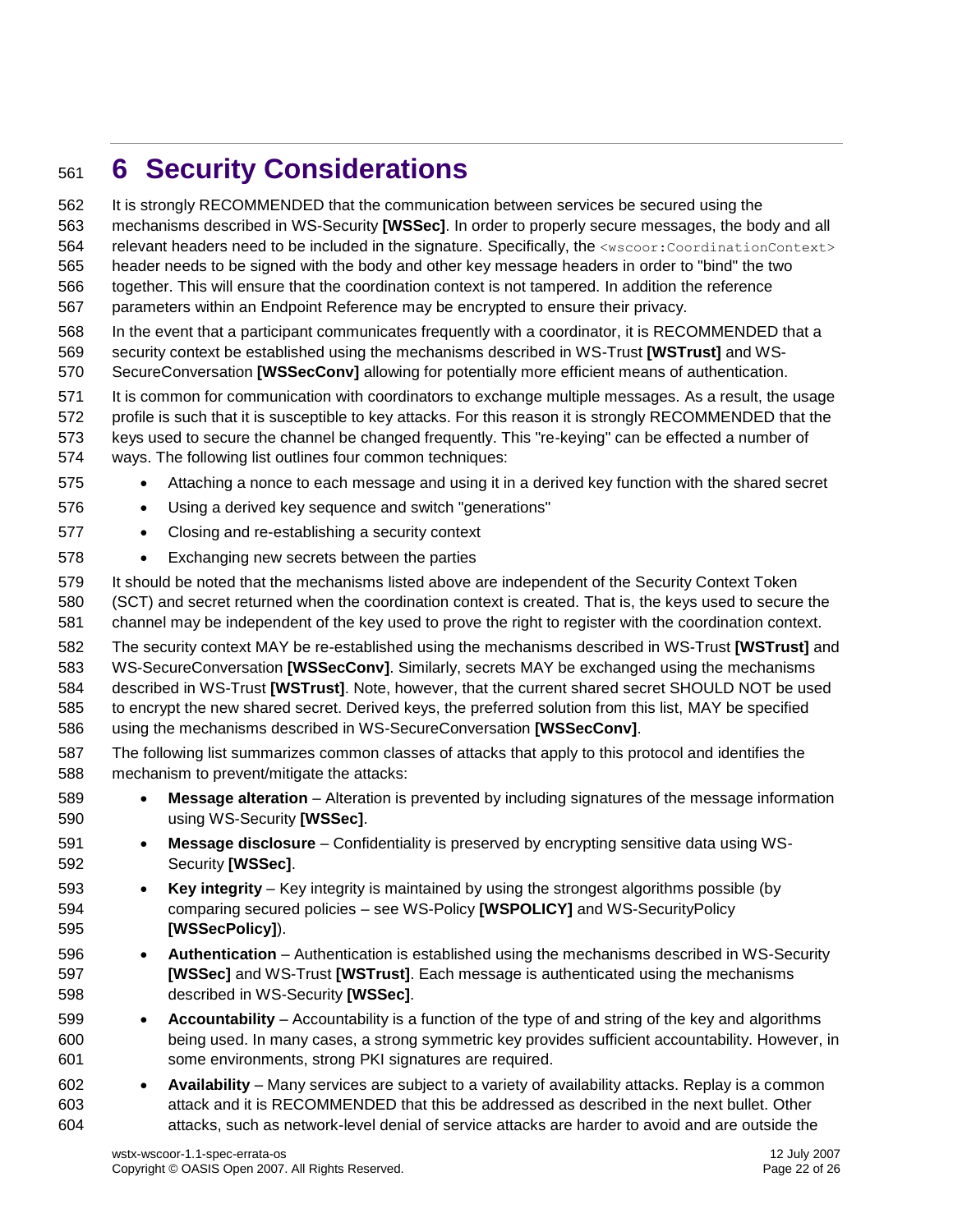# 6 Security Considerations

It is strongly RECOMMENDED that the communication between services be secured using the mechanisms described in WS-Security **[WSSec]**. In order to properly secure messages, the body and all relevant headers need to be included in the signature. Specifically, the `<wscoor:CoordinationContext>` header needs to be signed with the body and other key message headers in order to "bind" the two together. This will ensure that the coordination context is not tampered. In addition the reference parameters within an Endpoint Reference may be encrypted to ensure their privacy.

In the event that a participant communicates frequently with a coordinator, it is RECOMMENDED that a security context be established using the mechanisms described in WS-Trust **[WSTrust]** and WS-SecureConversation **[WSSecConv]** allowing for potentially more efficient means of authentication.

It is common for communication with coordinators to exchange multiple messages. As a result, the usage profile is such that it is susceptible to key attacks. For this reason it is strongly RECOMMENDED that the keys used to secure the channel be changed frequently. This "re-keying" can be effected a number of ways. The following list outlines four common techniques:

- Attaching a nonce to each message and using it in a derived key function with the shared secret
- Using a derived key sequence and switch "generations"
- Closing and re-establishing a security context
- Exchanging new secrets between the parties

It should be noted that the mechanisms listed above are independent of the Security Context Token (SCT) and secret returned when the coordination context is created. That is, the keys used to secure the channel may be independent of the key used to prove the right to register with the coordination context.

The security context MAY be re-established using the mechanisms described in WS-Trust **[WSTrust]** and WS-SecureConversation **[WSSecConv]**. Similarly, secrets MAY be exchanged using the mechanisms described in WS-Trust **[WSTrust]**. Note, however, that the current shared secret SHOULD NOT be used to encrypt the new shared secret. Derived keys, the preferred solution from this list, MAY be specified using the mechanisms described in WS-SecureConversation **[WSSecConv]**.

The following list summarizes common classes of attacks that apply to this protocol and identifies the mechanism to prevent/mitigate the attacks:

- **Message alteration** – Alteration is prevented by including signatures of the message information using WS-Security **[WSSec]**.
- **Message disclosure** – Confidentiality is preserved by encrypting sensitive data using WS-Security **[WSSec]**.
- **Key integrity** – Key integrity is maintained by using the strongest algorithms possible (by comparing secured policies – see WS-Policy **[WSPOLICY]** and WS-SecurityPolicy **[WSSecPolicy]**).
- **Authentication** – Authentication is established using the mechanisms described in WS-Security **[WSSec]** and WS-Trust **[WSTrust]**. Each message is authenticated using the mechanisms described in WS-Security **[WSSec]**.
- **Accountability** – Accountability is a function of the type of and string of the key and algorithms being used. In many cases, a strong symmetric key provides sufficient accountability. However, in some environments, strong PKI signatures are required.
- **Availability** – Many services are subject to a variety of availability attacks. Replay is a common attack and it is RECOMMENDED that this be addressed as described in the next bullet. Other attacks, such as network-level denial of service attacks are harder to avoid and are outside the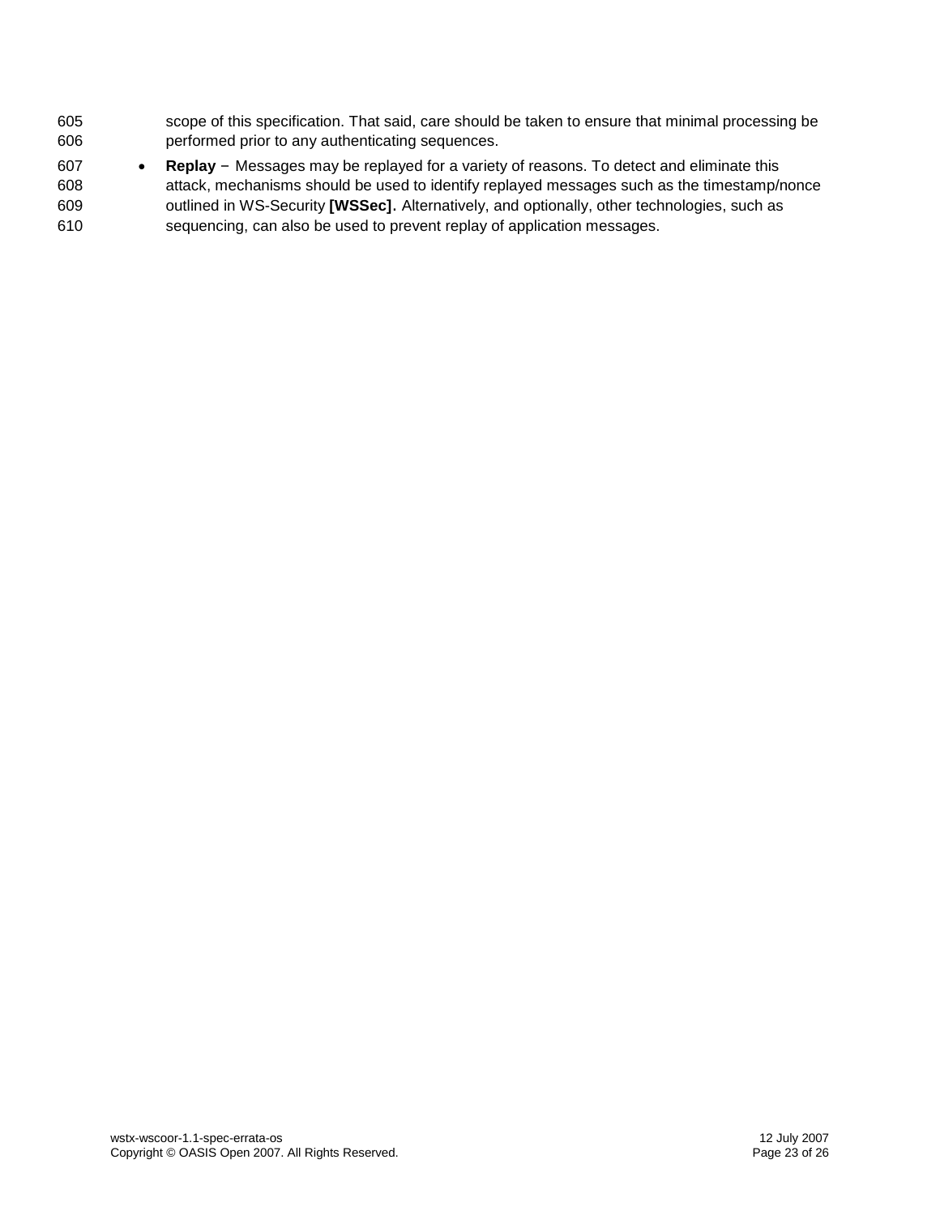scope of this specification. That said, care should be taken to ensure that minimal processing be performed prior to any authenticating sequences.

- **Replay** − Messages may be replayed for a variety of reasons. To detect and eliminate this attack, mechanisms should be used to identify replayed messages such as the timestamp/nonce outlined in WS-Security **[WSSec]**. Alternatively, and optionally, other technologies, such as sequencing, can also be used to prevent replay of application messages.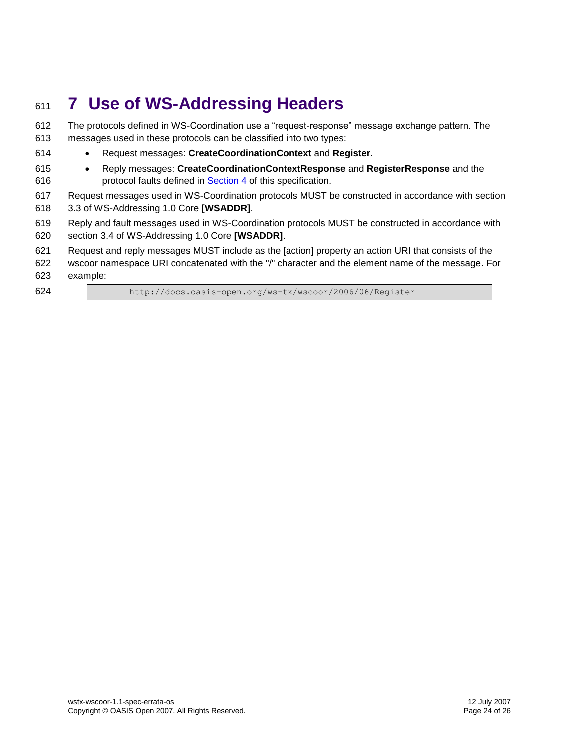# 7 Use of WS-Addressing Headers

The protocols defined in WS-Coordination use a "request-response" message exchange pattern. The messages used in these protocols can be classified into two types:

- Request messages: **CreateCoordinationContext** and **Register**.
- Reply messages: **CreateCoordinationContextResponse** and **RegisterResponse** and the protocol faults defined in Section 4 of this specification.

Request messages used in WS-Coordination protocols MUST be constructed in accordance with section 3.3 of WS-Addressing 1.0 Core **[WSADDR]**.

Reply and fault messages used in WS-Coordination protocols MUST be constructed in accordance with section 3.4 of WS-Addressing 1.0 Core **[WSADDR]**.

Request and reply messages MUST include as the [action] property an action URI that consists of the wscoor namespace URI concatenated with the "/" character and the element name of the message. For example:

```
http://docs.oasis-open.org/ws-tx/wscoor/2006/06/Register
```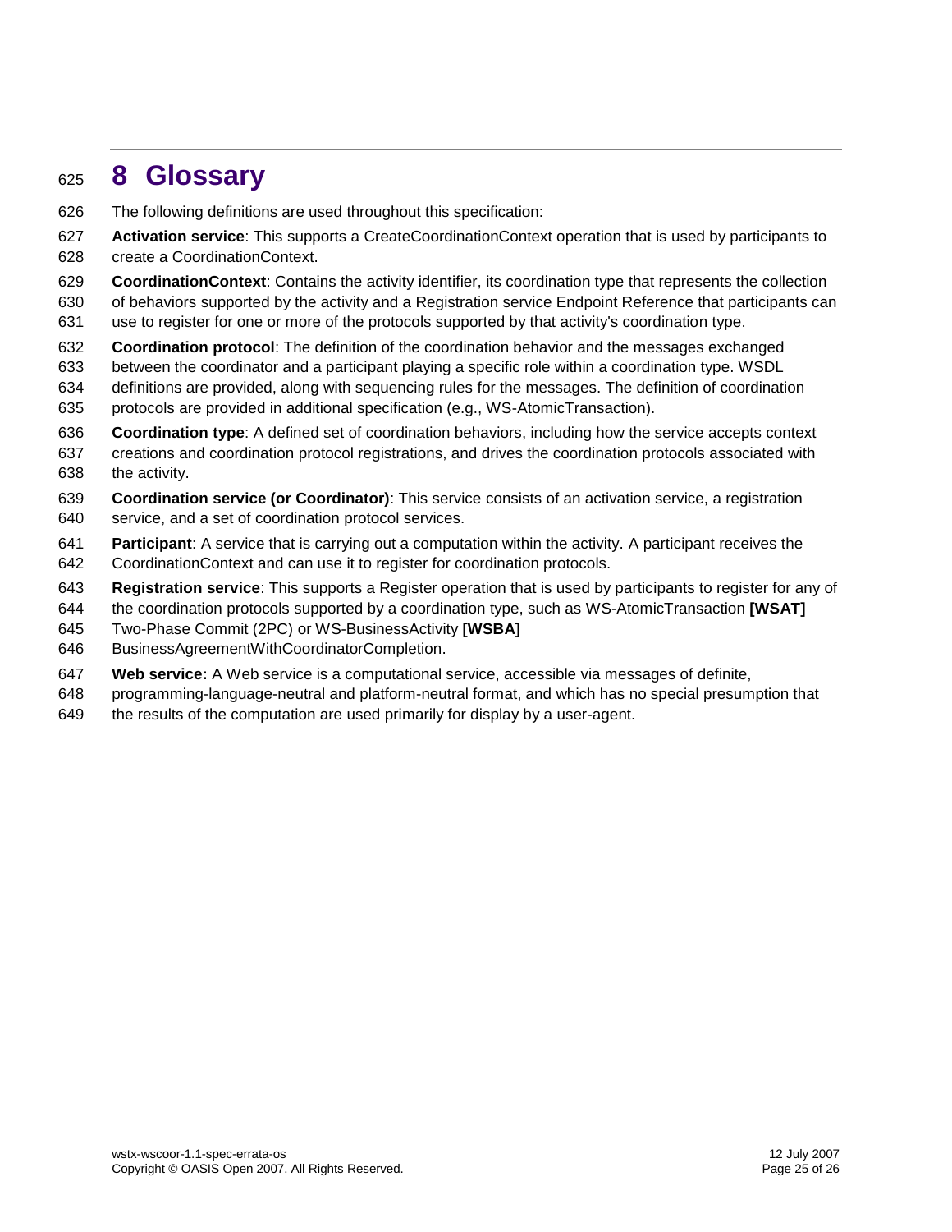# 8 Glossary

The following definitions are used throughout this specification:

**Activation service**: This supports a CreateCoordinationContext operation that is used by participants to create a CoordinationContext.

**CoordinationContext**: Contains the activity identifier, its coordination type that represents the collection of behaviors supported by the activity and a Registration service Endpoint Reference that participants can use to register for one or more of the protocols supported by that activity's coordination type.

**Coordination protocol**: The definition of the coordination behavior and the messages exchanged between the coordinator and a participant playing a specific role within a coordination type. WSDL definitions are provided, along with sequencing rules for the messages. The definition of coordination protocols are provided in additional specification (e.g., WS-AtomicTransaction).

**Coordination type**: A defined set of coordination behaviors, including how the service accepts context creations and coordination protocol registrations, and drives the coordination protocols associated with the activity.

**Coordination service (or Coordinator)**: This service consists of an activation service, a registration service, and a set of coordination protocol services.

**Participant**: A service that is carrying out a computation within the activity. A participant receives the CoordinationContext and can use it to register for coordination protocols.

**Registration service**: This supports a Register operation that is used by participants to register for any of the coordination protocols supported by a coordination type, such as WS-AtomicTransaction **[WSAT]** Two-Phase Commit (2PC) or WS-BusinessActivity **[WSBA]** BusinessAgreementWithCoordinatorCompletion.

**Web service:** A Web service is a computational service, accessible via messages of definite, programming-language-neutral and platform-neutral format, and which has no special presumption that the results of the computation are used primarily for display by a user-agent.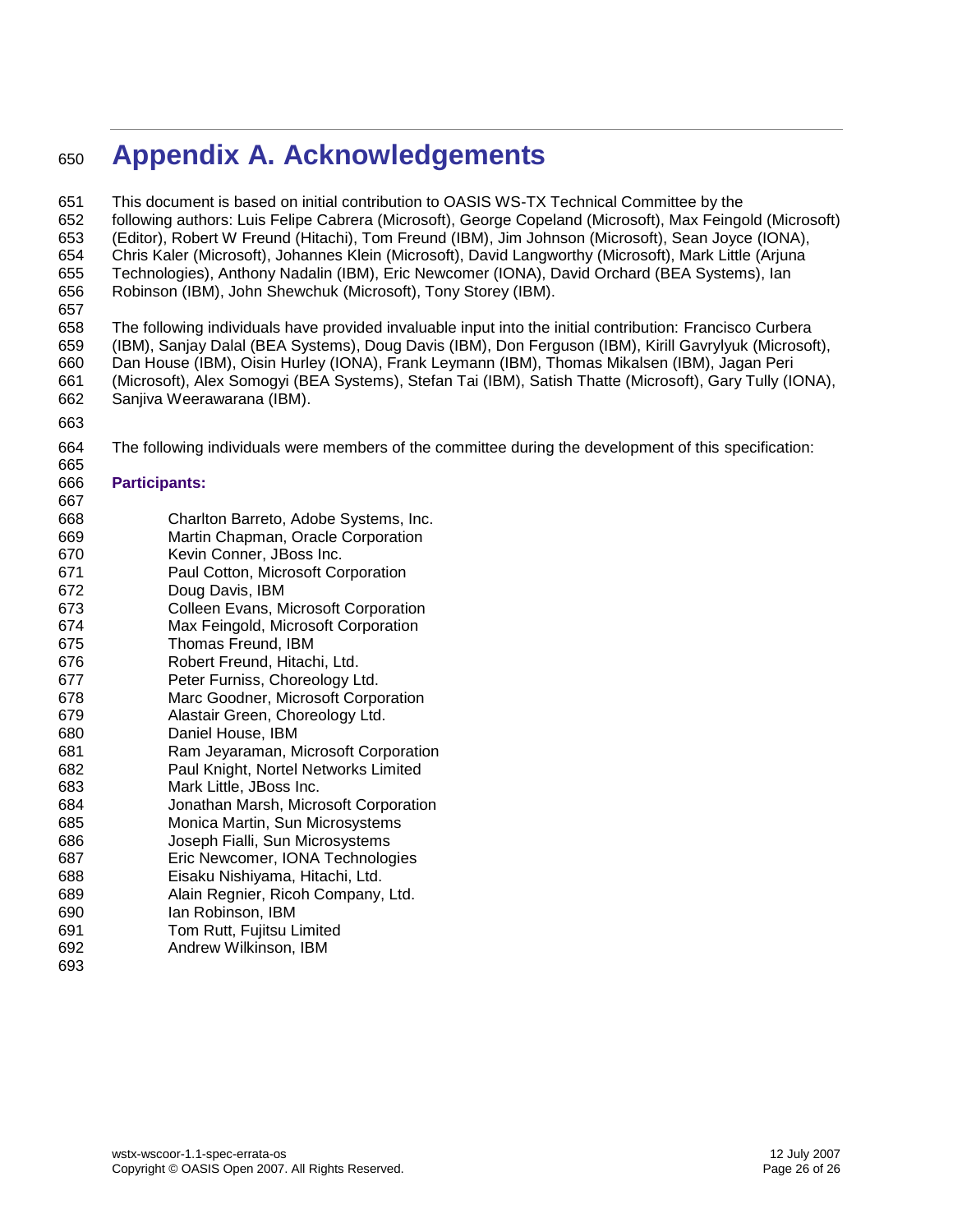# Appendix A. Acknowledgements

This document is based on initial contribution to OASIS WS-TX Technical Committee by the following authors: Luis Felipe Cabrera (Microsoft), George Copeland (Microsoft), Max Feingold (Microsoft) (Editor), Robert W Freund (Hitachi), Tom Freund (IBM), Jim Johnson (Microsoft), Sean Joyce (IONA), Chris Kaler (Microsoft), Johannes Klein (Microsoft), David Langworthy (Microsoft), Mark Little (Arjuna Technologies), Anthony Nadalin (IBM), Eric Newcomer (IONA), David Orchard (BEA Systems), Ian Robinson (IBM), John Shewchuk (Microsoft), Tony Storey (IBM).

The following individuals have provided invaluable input into the initial contribution: Francisco Curbera (IBM), Sanjay Dalal (BEA Systems), Doug Davis (IBM), Don Ferguson (IBM), Kirill Gavrylyuk (Microsoft), Dan House (IBM), Oisin Hurley (IONA), Frank Leymann (IBM), Thomas Mikalsen (IBM), Jagan Peri (Microsoft), Alex Somogyi (BEA Systems), Stefan Tai (IBM), Satish Thatte (Microsoft), Gary Tully (IONA), Sanjiva Weerawarana (IBM).

The following individuals were members of the committee during the development of this specification:

**Participants:**

Charlton Barreto, Adobe Systems, Inc.  
Martin Chapman, Oracle Corporation  
Kevin Conner, JBoss Inc.  
Paul Cotton, Microsoft Corporation  
Doug Davis, IBM  
Colleen Evans, Microsoft Corporation  
Max Feingold, Microsoft Corporation  
Thomas Freund, IBM  
Robert Freund, Hitachi, Ltd.  
Peter Furniss, Choreology Ltd.  
Marc Goodner, Microsoft Corporation  
Alastair Green, Choreology Ltd.  
Daniel House, IBM  
Ram Jeyaraman, Microsoft Corporation  
Paul Knight, Nortel Networks Limited  
Mark Little, JBoss Inc.  
Jonathan Marsh, Microsoft Corporation  
Monica Martin, Sun Microsystems  
Joseph Fialli, Sun Microsystems  
Eric Newcomer, IONA Technologies  
Eisaku Nishiyama, Hitachi, Ltd.  
Alain Regnier, Ricoh Company, Ltd.  
Ian Robinson, IBM  
Tom Rutt, Fujitsu Limited  
Andrew Wilkinson, IBM